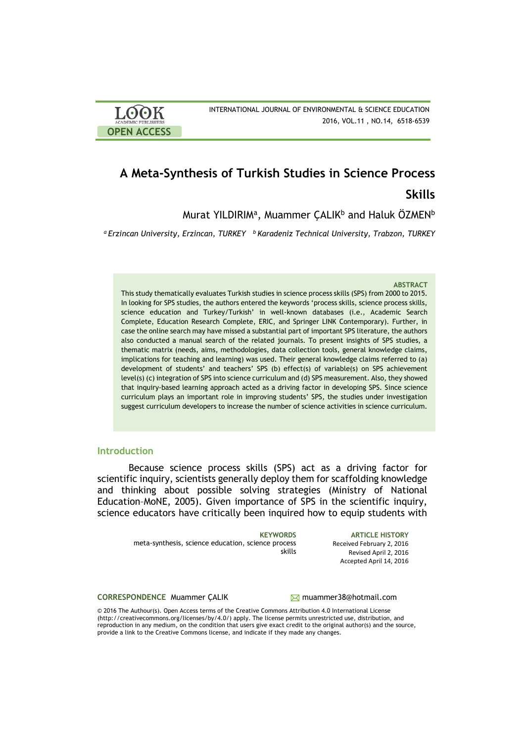# A Meta-Synthesis of Turkish Studies in Science Process Skills

Murat YILDIRIM[a], Muammer ÇALIK[b] and Haluk ÖZMEN[b]

*[a] Erzincan University, Erzincan, TURKEY* *[b] Karadeniz Technical University, Trabzon, TURKEY*

**ABSTRACT**

This study thematically evaluates Turkish studies in science process skills (SPS) from 2000 to 2015. In looking for SPS studies, the authors entered the keywords 'process skills, science process skills, science education and Turkey/Turkish' in well-known databases (i.e., Academic Search Complete, Education Research Complete, ERIC, and Springer LINK Contemporary). Further, in case the online search may have missed a substantial part of important SPS literature, the authors also conducted a manual search of the related journals. To present insights of SPS studies, a thematic matrix (needs, aims, methodologies, data collection tools, general knowledge claims, implications for teaching and learning) was used. Their general knowledge claims referred to (a) development of students' and teachers' SPS (b) effect(s) of variable(s) on SPS achievement level(s) (c) integration of SPS into science curriculum and (d) SPS measurement. Also, they showed that inquiry-based learning approach acted as a driving factor in developing SPS. Since science curriculum plays an important role in improving students' SPS, the studies under investigation suggest curriculum developers to increase the number of science activities in science curriculum.

## Introduction

Because science process skills (SPS) act as a driving factor for scientific inquiry, scientists generally deploy them for scaffolding knowledge and thinking about possible solving strategies (Ministry of National Education–MoNE, 2005). Given importance of SPS in the scientific inquiry, science educators have critically been inquired how to equip students with

**KEYWORDS**
meta-synthesis, science education, science process skills

**ARTICLE HISTORY**
Received February 2, 2016
Revised April 2, 2016
Accepted April 14, 2016

**CORRESPONDENCE** Muammer ÇALIK muammer38@hotmail.com

© 2016 The Authour(s). Open Access terms of the Creative Commons Attribution 4.0 International License (http://creativecommons.org/licenses/by/4.0/) apply. The license permits unrestricted use, distribution, and reproduction in any medium, on the condition that users give exact credit to the original author(s) and the source, provide a link to the Creative Commons license, and indicate if they made any changes.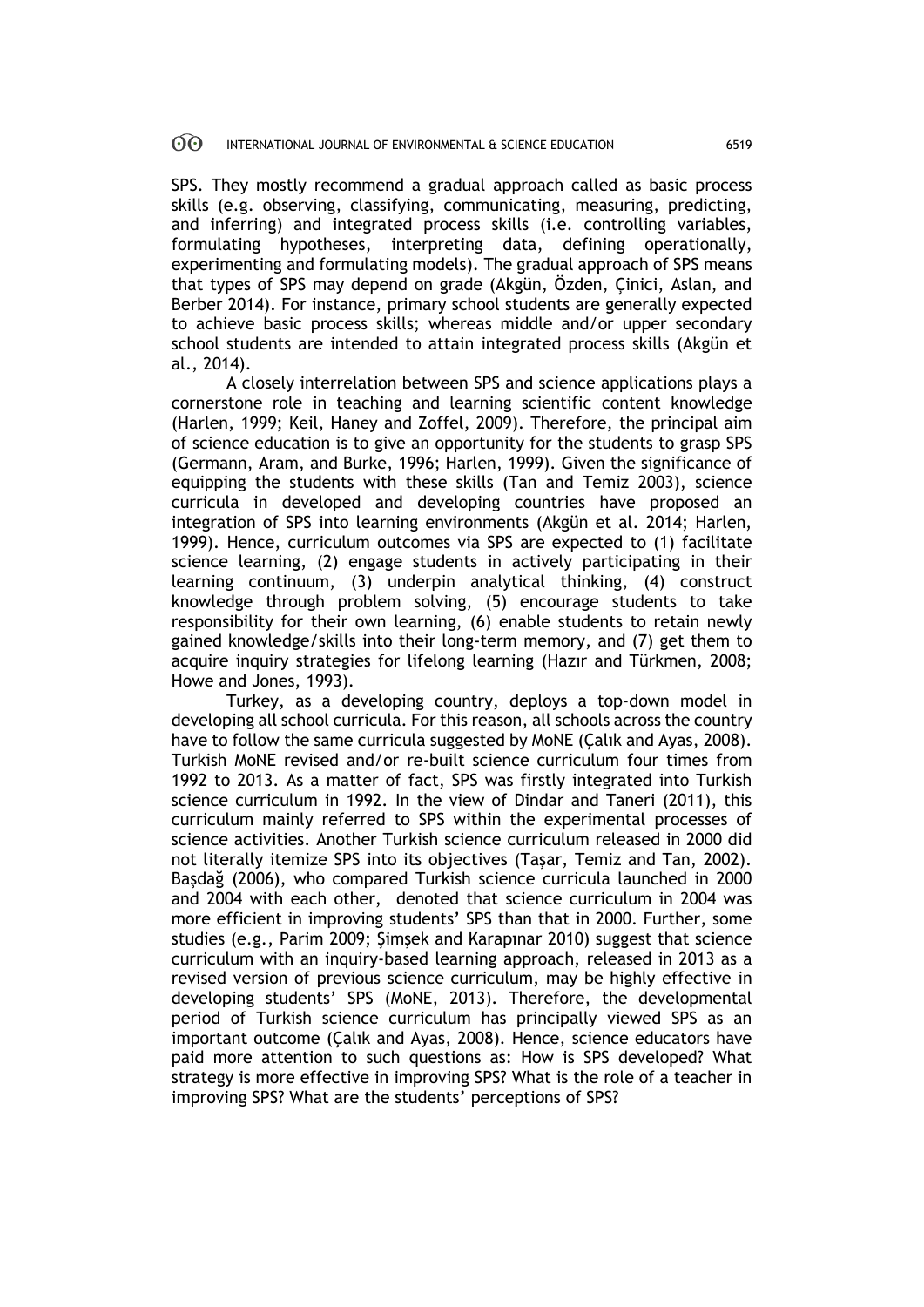SPS. They mostly recommend a gradual approach called as basic process skills (e.g. observing, classifying, communicating, measuring, predicting, and inferring) and integrated process skills (i.e. controlling variables, formulating hypotheses, interpreting data, defining operationally, experimenting and formulating models). The gradual approach of SPS means that types of SPS may depend on grade (Akgün, Özden, Çinici, Aslan, and Berber 2014). For instance, primary school students are generally expected to achieve basic process skills; whereas middle and/or upper secondary school students are intended to attain integrated process skills (Akgün et al., 2014).

A closely interrelation between SPS and science applications plays a cornerstone role in teaching and learning scientific content knowledge (Harlen, 1999; Keil, Haney and Zoffel, 2009). Therefore, the principal aim of science education is to give an opportunity for the students to grasp SPS (Germann, Aram, and Burke, 1996; Harlen, 1999). Given the significance of equipping the students with these skills (Tan and Temiz 2003), science curricula in developed and developing countries have proposed an integration of SPS into learning environments (Akgün et al. 2014; Harlen, 1999). Hence, curriculum outcomes via SPS are expected to (1) facilitate science learning, (2) engage students in actively participating in their learning continuum, (3) underpin analytical thinking, (4) construct knowledge through problem solving, (5) encourage students to take responsibility for their own learning, (6) enable students to retain newly gained knowledge/skills into their long-term memory, and (7) get them to acquire inquiry strategies for lifelong learning (Hazır and Türkmen, 2008; Howe and Jones, 1993).

Turkey, as a developing country, deploys a top-down model in developing all school curricula. For this reason, all schools across the country have to follow the same curricula suggested by MoNE (Çalık and Ayas, 2008). Turkish MoNE revised and/or re-built science curriculum four times from 1992 to 2013. As a matter of fact, SPS was firstly integrated into Turkish science curriculum in 1992. In the view of Dindar and Taneri (2011), this curriculum mainly referred to SPS within the experimental processes of science activities. Another Turkish science curriculum released in 2000 did not literally itemize SPS into its objectives (Taşar, Temiz and Tan, 2002). Başdağ (2006), who compared Turkish science curricula launched in 2000 and 2004 with each other, denoted that science curriculum in 2004 was more efficient in improving students' SPS than that in 2000. Further, some studies (e.g., Parim 2009; Şimşek and Karapınar 2010) suggest that science curriculum with an inquiry-based learning approach, released in 2013 as a revised version of previous science curriculum, may be highly effective in developing students' SPS (MoNE, 2013). Therefore, the developmental period of Turkish science curriculum has principally viewed SPS as an important outcome (Çalık and Ayas, 2008). Hence, science educators have paid more attention to such questions as: How is SPS developed? What strategy is more effective in improving SPS? What is the role of a teacher in improving SPS? What are the students' perceptions of SPS?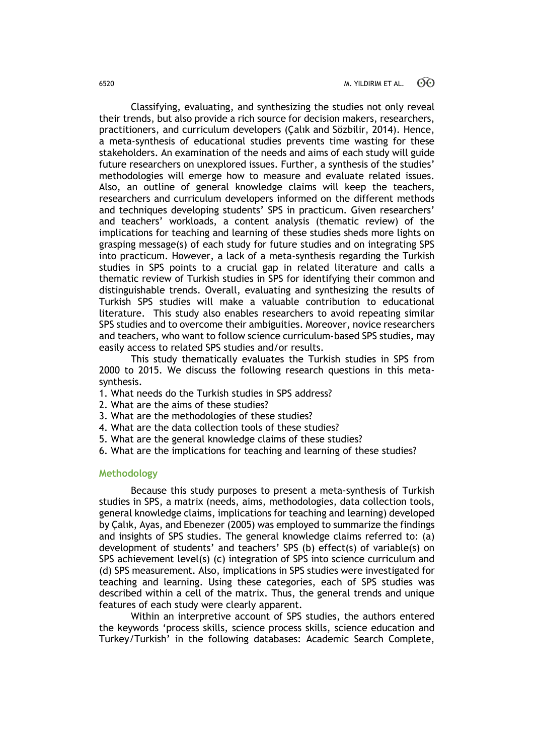Classifying, evaluating, and synthesizing the studies not only reveal their trends, but also provide a rich source for decision makers, researchers, practitioners, and curriculum developers (Çalık and Sözbilir, 2014). Hence, a meta-synthesis of educational studies prevents time wasting for these stakeholders. An examination of the needs and aims of each study will guide future researchers on unexplored issues. Further, a synthesis of the studies' methodologies will emerge how to measure and evaluate related issues. Also, an outline of general knowledge claims will keep the teachers, researchers and curriculum developers informed on the different methods and techniques developing students' SPS in practicum. Given researchers' and teachers' workloads, a content analysis (thematic review) of the implications for teaching and learning of these studies sheds more lights on grasping message(s) of each study for future studies and on integrating SPS into practicum. However, a lack of a meta-synthesis regarding the Turkish studies in SPS points to a crucial gap in related literature and calls a thematic review of Turkish studies in SPS for identifying their common and distinguishable trends. Overall, evaluating and synthesizing the results of Turkish SPS studies will make a valuable contribution to educational literature. This study also enables researchers to avoid repeating similar SPS studies and to overcome their ambiguities. Moreover, novice researchers and teachers, who want to follow science curriculum-based SPS studies, may easily access to related SPS studies and/or results.

This study thematically evaluates the Turkish studies in SPS from 2000 to 2015. We discuss the following research questions in this meta-synthesis.

1. What needs do the Turkish studies in SPS address?
2. What are the aims of these studies?
3. What are the methodologies of these studies?
4. What are the data collection tools of these studies?
5. What are the general knowledge claims of these studies?
6. What are the implications for teaching and learning of these studies?

## Methodology

Because this study purposes to present a meta-synthesis of Turkish studies in SPS, a matrix (needs, aims, methodologies, data collection tools, general knowledge claims, implications for teaching and learning) developed by Çalık, Ayas, and Ebenezer (2005) was employed to summarize the findings and insights of SPS studies. The general knowledge claims referred to: (a) development of students' and teachers' SPS (b) effect(s) of variable(s) on SPS achievement level(s) (c) integration of SPS into science curriculum and (d) SPS measurement. Also, implications in SPS studies were investigated for teaching and learning. Using these categories, each of SPS studies was described within a cell of the matrix. Thus, the general trends and unique features of each study were clearly apparent.

Within an interpretive account of SPS studies, the authors entered the keywords 'process skills, science process skills, science education and Turkey/Turkish' in the following databases: Academic Search Complete,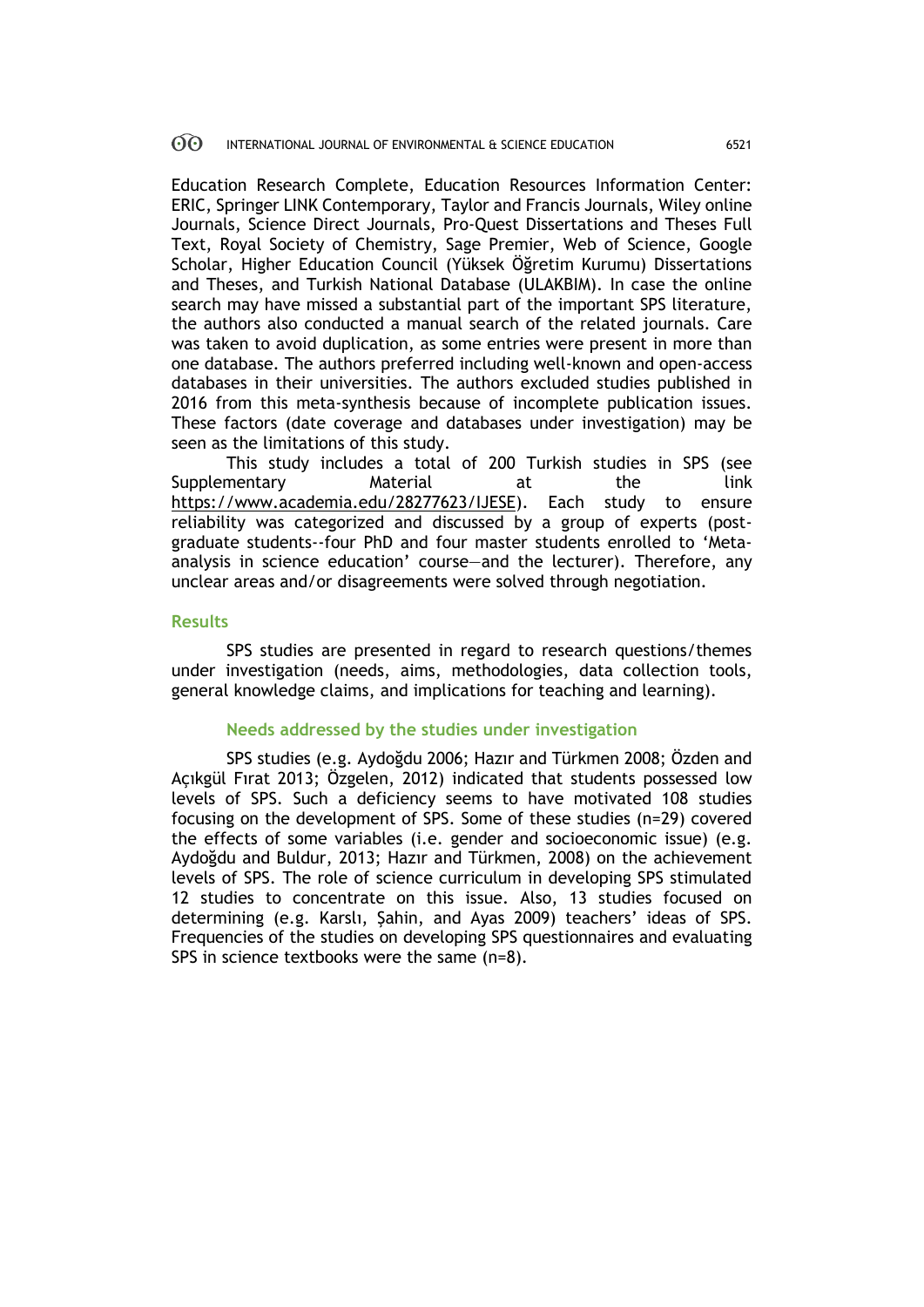Education Research Complete, Education Resources Information Center: ERIC, Springer LINK Contemporary, Taylor and Francis Journals, Wiley online Journals, Science Direct Journals, Pro-Quest Dissertations and Theses Full Text, Royal Society of Chemistry, Sage Premier, Web of Science, Google Scholar, Higher Education Council (Yüksek Öğretim Kurumu) Dissertations and Theses, and Turkish National Database (ULAKBIM). In case the online search may have missed a substantial part of the important SPS literature, the authors also conducted a manual search of the related journals. Care was taken to avoid duplication, as some entries were present in more than one database. The authors preferred including well-known and open-access databases in their universities. The authors excluded studies published in 2016 from this meta-synthesis because of incomplete publication issues. These factors (date coverage and databases under investigation) may be seen as the limitations of this study.

This study includes a total of 200 Turkish studies in SPS (see Supplementary Material at the link https://www.academia.edu/28277623/IJESE). Each study to ensure reliability was categorized and discussed by a group of experts (post-graduate students--four PhD and four master students enrolled to 'Meta-analysis in science education' course—and the lecturer). Therefore, any unclear areas and/or disagreements were solved through negotiation.

## Results

SPS studies are presented in regard to research questions/themes under investigation (needs, aims, methodologies, data collection tools, general knowledge claims, and implications for teaching and learning).

### Needs addressed by the studies under investigation

SPS studies (e.g. Aydoğdu 2006; Hazır and Türkmen 2008; Özden and Açıkgül Fırat 2013; Özgelen, 2012) indicated that students possessed low levels of SPS. Such a deficiency seems to have motivated 108 studies focusing on the development of SPS. Some of these studies (n=29) covered the effects of some variables (i.e. gender and socioeconomic issue) (e.g. Aydoğdu and Buldur, 2013; Hazır and Türkmen, 2008) on the achievement levels of SPS. The role of science curriculum in developing SPS stimulated 12 studies to concentrate on this issue. Also, 13 studies focused on determining (e.g. Karslı, Şahin, and Ayas 2009) teachers' ideas of SPS. Frequencies of the studies on developing SPS questionnaires and evaluating SPS in science textbooks were the same (n=8).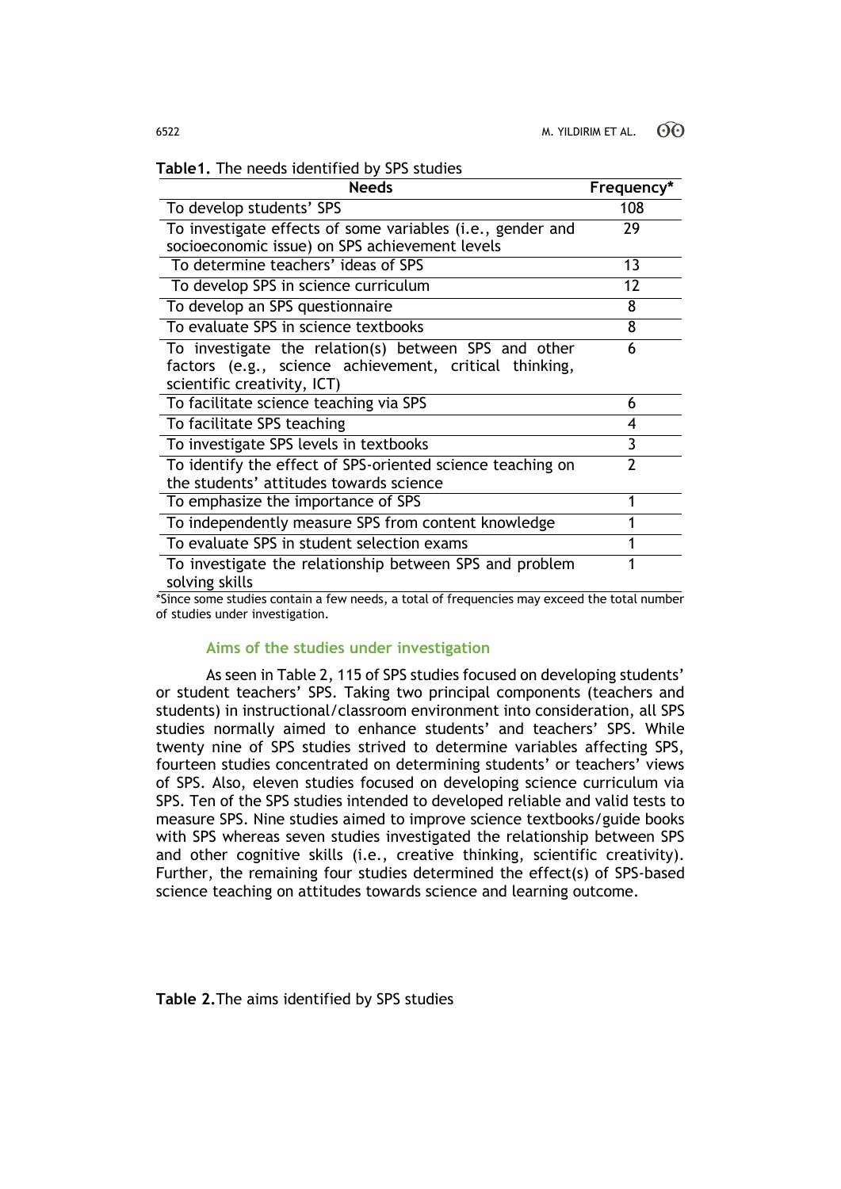**Table1.** The needs identified by SPS studies

| Needs | Frequency* |
|---|---|
| To develop students' SPS | 108 |
| To investigate effects of some variables (i.e., gender and socioeconomic issue) on SPS achievement levels | 29 |
| To determine teachers' ideas of SPS | 13 |
| To develop SPS in science curriculum | 12 |
| To develop an SPS questionnaire | 8 |
| To evaluate SPS in science textbooks | 8 |
| To investigate the relation(s) between SPS and other factors (e.g., science achievement, critical thinking, scientific creativity, ICT) | 6 |
| To facilitate science teaching via SPS | 6 |
| To facilitate SPS teaching | 4 |
| To investigate SPS levels in textbooks | 3 |
| To identify the effect of SPS-oriented science teaching on the students' attitudes towards science | 2 |
| To emphasize the importance of SPS | 1 |
| To independently measure SPS from content knowledge | 1 |
| To evaluate SPS in student selection exams | 1 |
| To investigate the relationship between SPS and problem solving skills | 1 |

*Since some studies contain a few needs, a total of frequencies may exceed the total number of studies under investigation.

### Aims of the studies under investigation

As seen in Table 2, 115 of SPS studies focused on developing students' or student teachers' SPS. Taking two principal components (teachers and students) in instructional/classroom environment into consideration, all SPS studies normally aimed to enhance students' and teachers' SPS. While twenty nine of SPS studies strived to determine variables affecting SPS, fourteen studies concentrated on determining students' or teachers' views of SPS. Also, eleven studies focused on developing science curriculum via SPS. Ten of the SPS studies intended to developed reliable and valid tests to measure SPS. Nine studies aimed to improve science textbooks/guide books with SPS whereas seven studies investigated the relationship between SPS and other cognitive skills (i.e., creative thinking, scientific creativity). Further, the remaining four studies determined the effect(s) of SPS-based science teaching on attitudes towards science and learning outcome.

**Table 2.** The aims identified by SPS studies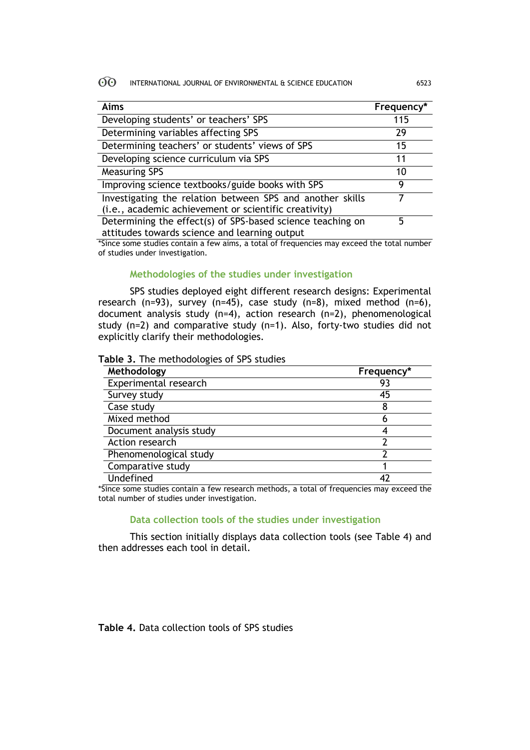| Aims | Frequency* |
|---|---|
| Developing students' or teachers' SPS | 115 |
| Determining variables affecting SPS | 29 |
| Determining teachers' or students' views of SPS | 15 |
| Developing science curriculum via SPS | 11 |
| Measuring SPS | 10 |
| Improving science textbooks/guide books with SPS | 9 |
| Investigating the relation between SPS and another skills (i.e., academic achievement or scientific creativity) | 7 |
| Determining the effect(s) of SPS-based science teaching on attitudes towards science and learning output | 5 |

*Since some studies contain a few aims, a total of frequencies may exceed the total number of studies under investigation.

### Methodologies of the studies under investigation

SPS studies deployed eight different research designs: Experimental research (n=93), survey (n=45), case study (n=8), mixed method (n=6), document analysis study (n=4), action research (n=2), phenomenological study (n=2) and comparative study (n=1). Also, forty-two studies did not explicitly clarify their methodologies.

**Table 3.** The methodologies of SPS studies

| Methodology | Frequency* |
|---|---|
| Experimental research | 93 |
| Survey study | 45 |
| Case study | 8 |
| Mixed method | 6 |
| Document analysis study | 4 |
| Action research | 2 |
| Phenomenological study | 2 |
| Comparative study | 1 |
| Undefined | 42 |

*Since some studies contain a few research methods, a total of frequencies may exceed the total number of studies under investigation.

### Data collection tools of the studies under investigation

This section initially displays data collection tools (see Table 4) and then addresses each tool in detail.

**Table 4.** Data collection tools of SPS studies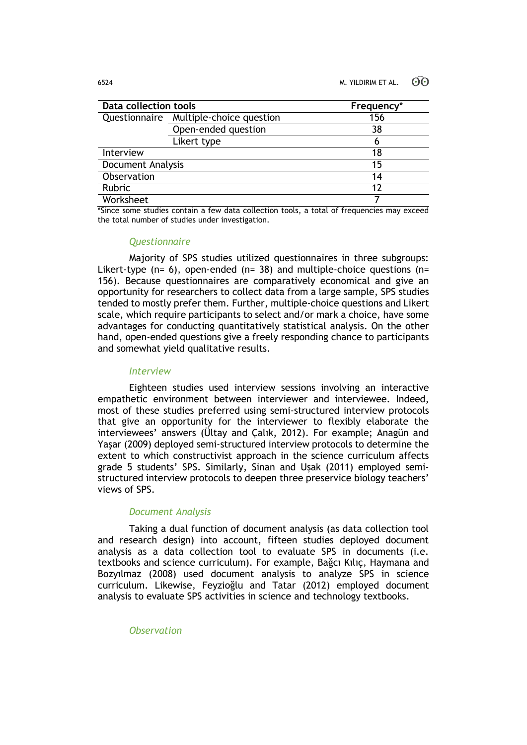| Data collection tools | | Frequency* |
|---|---|---|
| Questionnaire | Multiple-choice question | 156 |
| | Open-ended question | 38 |
| | Likert type | 6 |
| Interview | | 18 |
| Document Analysis | | 15 |
| Observation | | 14 |
| Rubric | | 12 |
| Worksheet | | 7 |

*Since some studies contain a few data collection tools, a total of frequencies may exceed the total number of studies under investigation.

### *Questionnaire*

Majority of SPS studies utilized questionnaires in three subgroups: Likert-type (n= 6), open-ended (n= 38) and multiple-choice questions (n= 156). Because questionnaires are comparatively economical and give an opportunity for researchers to collect data from a large sample, SPS studies tended to mostly prefer them. Further, multiple-choice questions and Likert scale, which require participants to select and/or mark a choice, have some advantages for conducting quantitatively statistical analysis. On the other hand, open-ended questions give a freely responding chance to participants and somewhat yield qualitative results.

### *Interview*

Eighteen studies used interview sessions involving an interactive empathetic environment between interviewer and interviewee. Indeed, most of these studies preferred using semi-structured interview protocols that give an opportunity for the interviewer to flexibly elaborate the interviewees' answers (Ültay and Çalık, 2012). For example; Anagün and Yaşar (2009) deployed semi-structured interview protocols to determine the extent to which constructivist approach in the science curriculum affects grade 5 students' SPS. Similarly, Sinan and Uşak (2011) employed semi-structured interview protocols to deepen three preservice biology teachers' views of SPS.

### *Document Analysis*

Taking a dual function of document analysis (as data collection tool and research design) into account, fifteen studies deployed document analysis as a data collection tool to evaluate SPS in documents (i.e. textbooks and science curriculum). For example, Bağcı Kılıç, Haymana and Bozyılmaz (2008) used document analysis to analyze SPS in science curriculum. Likewise, Feyzioğlu and Tatar (2012) employed document analysis to evaluate SPS activities in science and technology textbooks.

### *Observation*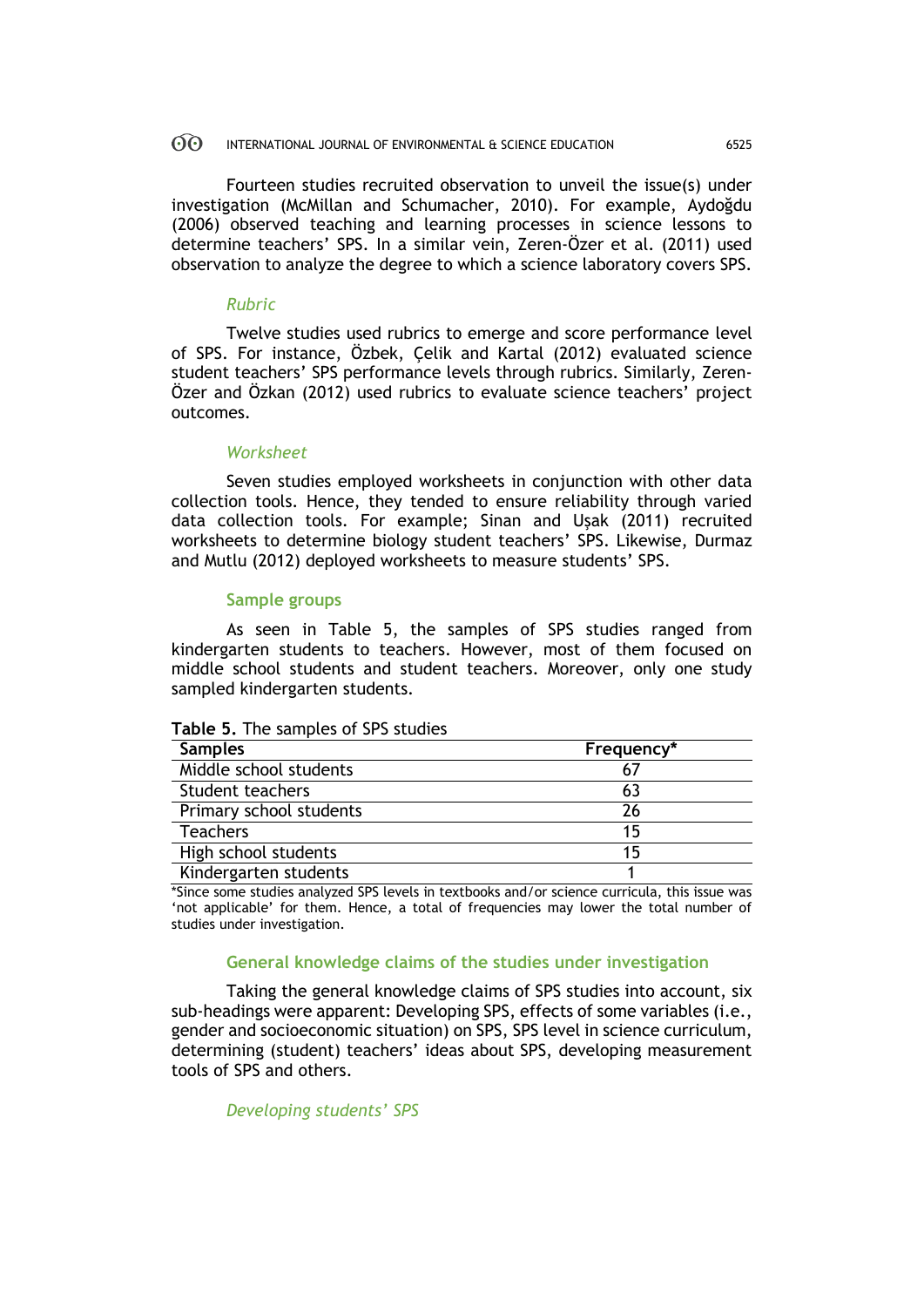Fourteen studies recruited observation to unveil the issue(s) under investigation (McMillan and Schumacher, 2010). For example, Aydoğdu (2006) observed teaching and learning processes in science lessons to determine teachers' SPS. In a similar vein, Zeren-Özer et al. (2011) used observation to analyze the degree to which a science laboratory covers SPS.

#### *Rubric*

Twelve studies used rubrics to emerge and score performance level of SPS. For instance, Özbek, Çelik and Kartal (2012) evaluated science student teachers' SPS performance levels through rubrics. Similarly, Zeren-Özer and Özkan (2012) used rubrics to evaluate science teachers' project outcomes.

#### *Worksheet*

Seven studies employed worksheets in conjunction with other data collection tools. Hence, they tended to ensure reliability through varied data collection tools. For example; Sinan and Uşak (2011) recruited worksheets to determine biology student teachers' SPS. Likewise, Durmaz and Mutlu (2012) deployed worksheets to measure students' SPS.

### Sample groups

As seen in Table 5, the samples of SPS studies ranged from kindergarten students to teachers. However, most of them focused on middle school students and student teachers. Moreover, only one study sampled kindergarten students.

**Table 5.** The samples of SPS studies

| Samples | Frequency* |
|---|---|
| Middle school students | 67 |
| Student teachers | 63 |
| Primary school students | 26 |
| Teachers | 15 |
| High school students | 15 |
| Kindergarten students | 1 |

*Since some studies analyzed SPS levels in textbooks and/or science curricula, this issue was 'not applicable' for them. Hence, a total of frequencies may lower the total number of studies under investigation.

### General knowledge claims of the studies under investigation

Taking the general knowledge claims of SPS studies into account, six sub-headings were apparent: Developing SPS, effects of some variables (i.e., gender and socioeconomic situation) on SPS, SPS level in science curriculum, determining (student) teachers' ideas about SPS, developing measurement tools of SPS and others.

#### *Developing students' SPS*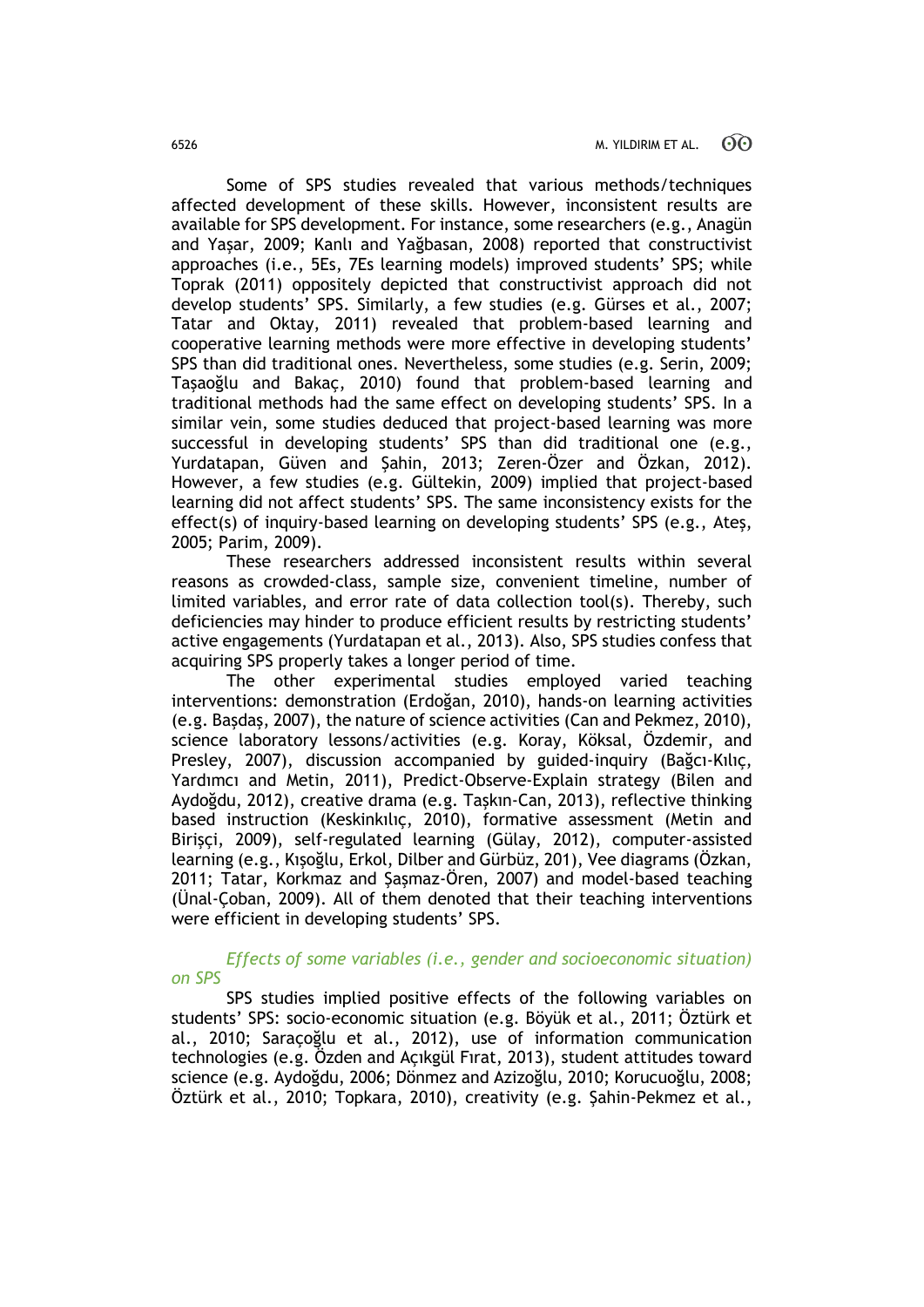Some of SPS studies revealed that various methods/techniques affected development of these skills. However, inconsistent results are available for SPS development. For instance, some researchers (e.g., Anagün and Yaşar, 2009; Kanlı and Yağbasan, 2008) reported that constructivist approaches (i.e., 5Es, 7Es learning models) improved students' SPS; while Toprak (2011) oppositely depicted that constructivist approach did not develop students' SPS. Similarly, a few studies (e.g. Gürses et al., 2007; Tatar and Oktay, 2011) revealed that problem-based learning and cooperative learning methods were more effective in developing students' SPS than did traditional ones. Nevertheless, some studies (e.g. Serin, 2009; Taşaoğlu and Bakaç, 2010) found that problem-based learning and traditional methods had the same effect on developing students' SPS. In a similar vein, some studies deduced that project-based learning was more successful in developing students' SPS than did traditional one (e.g., Yurdatapan, Güven and Şahin, 2013; Zeren-Özer and Özkan, 2012). However, a few studies (e.g. Gültekin, 2009) implied that project-based learning did not affect students' SPS. The same inconsistency exists for the effect(s) of inquiry-based learning on developing students' SPS (e.g., Ateş, 2005; Parim, 2009).

These researchers addressed inconsistent results within several reasons as crowded-class, sample size, convenient timeline, number of limited variables, and error rate of data collection tool(s). Thereby, such deficiencies may hinder to produce efficient results by restricting students' active engagements (Yurdatapan et al., 2013). Also, SPS studies confess that acquiring SPS properly takes a longer period of time.

The other experimental studies employed varied teaching interventions: demonstration (Erdoğan, 2010), hands-on learning activities (e.g. Başdaş, 2007), the nature of science activities (Can and Pekmez, 2010), science laboratory lessons/activities (e.g. Koray, Köksal, Özdemir, and Presley, 2007), discussion accompanied by guided-inquiry (Bağcı-Kılıç, Yardımcı and Metin, 2011), Predict-Observe-Explain strategy (Bilen and Aydoğdu, 2012), creative drama (e.g. Taşkın-Can, 2013), reflective thinking based instruction (Keskinkılıç, 2010), formative assessment (Metin and Birişçi, 2009), self-regulated learning (Gülay, 2012), computer-assisted learning (e.g., Kışoğlu, Erkol, Dilber and Gürbüz, 201), Vee diagrams (Özkan, 2011; Tatar, Korkmaz and Şaşmaz-Ören, 2007) and model-based teaching (Ünal-Çoban, 2009). All of them denoted that their teaching interventions were efficient in developing students' SPS.

*Effects of some variables (i.e., gender and socioeconomic situation) on SPS*

SPS studies implied positive effects of the following variables on students' SPS: socio-economic situation (e.g. Böyük et al., 2011; Öztürk et al., 2010; Saraçoğlu et al., 2012), use of information communication technologies (e.g. Özden and Açıkgül Fırat, 2013), student attitudes toward science (e.g. Aydoğdu, 2006; Dönmez and Azizoğlu, 2010; Korucuoğlu, 2008; Öztürk et al., 2010; Topkara, 2010), creativity (e.g. Şahin-Pekmez et al.,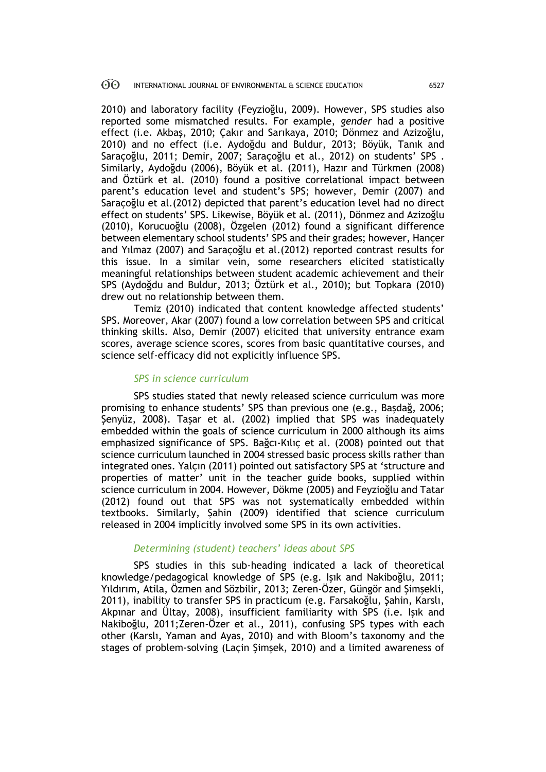2010) and laboratory facility (Feyzioğlu, 2009). However, SPS studies also reported some mismatched results. For example, *gender* had a positive effect (i.e. Akbaş, 2010; Çakır and Sarıkaya, 2010; Dönmez and Azizoğlu, 2010) and no effect (i.e. Aydoğdu and Buldur, 2013; Böyük, Tanık and Saraçoğlu, 2011; Demir, 2007; Saraçoğlu et al., 2012) on students' SPS . Similarly, Aydoğdu (2006), Böyük et al. (2011), Hazır and Türkmen (2008) and Öztürk et al. (2010) found a positive correlational impact between parent's education level and student's SPS; however, Demir (2007) and Saraçoğlu et al.(2012) depicted that parent's education level had no direct effect on students' SPS. Likewise, Böyük et al. (2011), Dönmez and Azizoğlu (2010), Korucuoğlu (2008), Özgelen (2012) found a significant difference between elementary school students' SPS and their grades; however, Hançer and Yılmaz (2007) and Saraçoğlu et al.(2012) reported contrast results for this issue. In a similar vein, some researchers elicited statistically meaningful relationships between student academic achievement and their SPS (Aydoğdu and Buldur, 2013; Öztürk et al., 2010); but Topkara (2010) drew out no relationship between them.

Temiz (2010) indicated that content knowledge affected students' SPS. Moreover, Akar (2007) found a low correlation between SPS and critical thinking skills. Also, Demir (2007) elicited that university entrance exam scores, average science scores, scores from basic quantitative courses, and science self-efficacy did not explicitly influence SPS.

### *SPS in science curriculum*

SPS studies stated that newly released science curriculum was more promising to enhance students' SPS than previous one (e.g., Başdağ, 2006; Şenyüz, 2008). Taşar et al. (2002) implied that SPS was inadequately embedded within the goals of science curriculum in 2000 although its aims emphasized significance of SPS. Bağcı-Kılıç et al. (2008) pointed out that science curriculum launched in 2004 stressed basic process skills rather than integrated ones. Yalçın (2011) pointed out satisfactory SPS at 'structure and properties of matter' unit in the teacher guide books, supplied within science curriculum in 2004. However, Dökme (2005) and Feyzioğlu and Tatar (2012) found out that SPS was not systematically embedded within textbooks. Similarly, Şahin (2009) identified that science curriculum released in 2004 implicitly involved some SPS in its own activities.

### *Determining (student) teachers' ideas about SPS*

SPS studies in this sub-heading indicated a lack of theoretical knowledge/pedagogical knowledge of SPS (e.g. Işık and Nakiboğlu, 2011; Yıldırım, Atila, Özmen and Sözbilir, 2013; Zeren-Özer, Güngör and Şimşekli, 2011), inability to transfer SPS in practicum (e.g. Farsakoğlu, Şahin, Karslı, Akpınar and Ültay, 2008), insufficient familiarity with SPS (i.e. Işık and Nakiboğlu, 2011;Zeren-Özer et al., 2011), confusing SPS types with each other (Karslı, Yaman and Ayas, 2010) and with Bloom's taxonomy and the stages of problem-solving (Laçin Şimşek, 2010) and a limited awareness of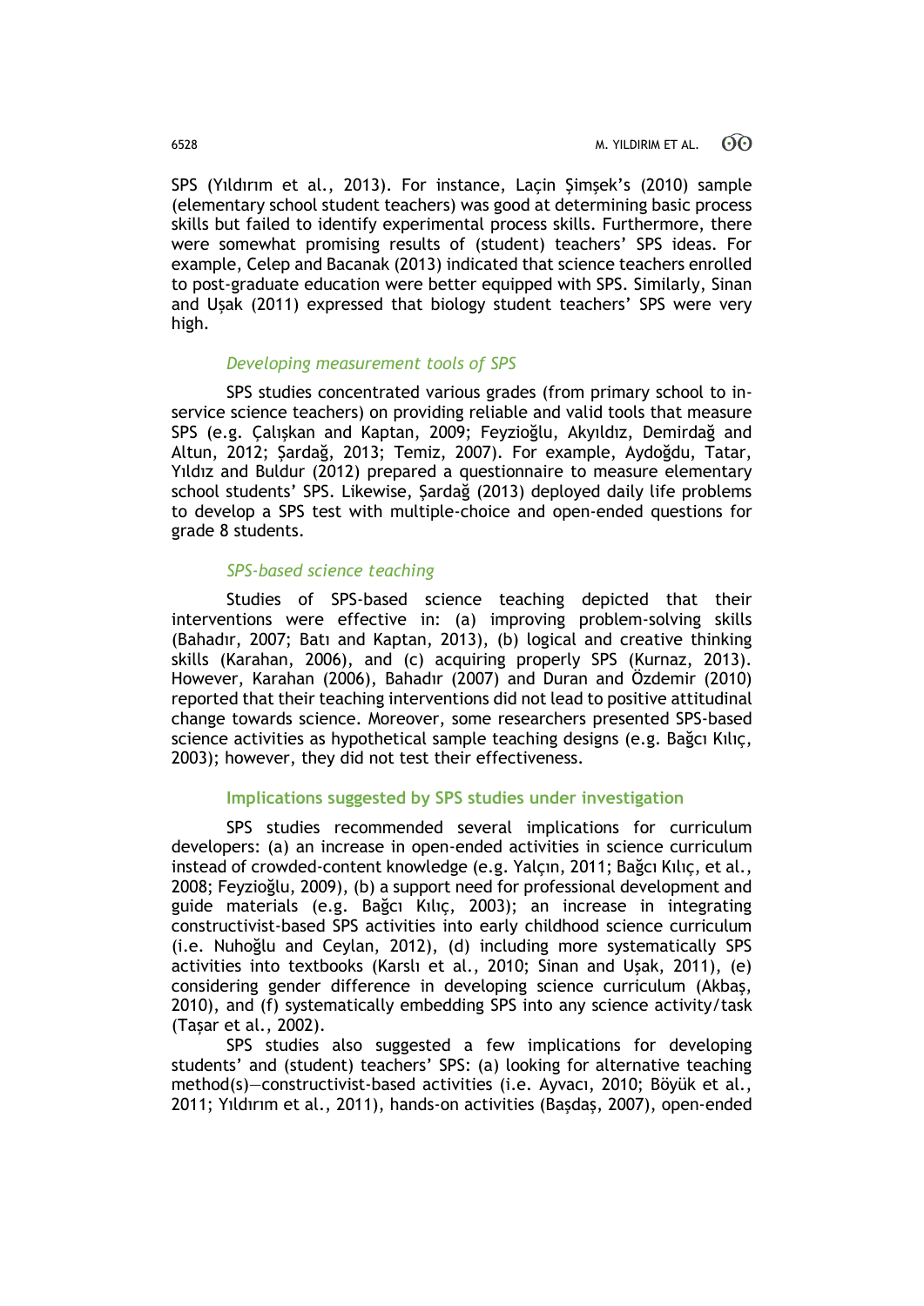SPS (Yıldırım et al., 2013). For instance, Laçin Şimşek's (2010) sample (elementary school student teachers) was good at determining basic process skills but failed to identify experimental process skills. Furthermore, there were somewhat promising results of (student) teachers' SPS ideas. For example, Celep and Bacanak (2013) indicated that science teachers enrolled to post-graduate education were better equipped with SPS. Similarly, Sinan and Uşak (2011) expressed that biology student teachers' SPS were very high.

### *Developing measurement tools of SPS*

SPS studies concentrated various grades (from primary school to in-service science teachers) on providing reliable and valid tools that measure SPS (e.g. Çalışkan and Kaptan, 2009; Feyzioğlu, Akyıldız, Demirdağ and Altun, 2012; Şardağ, 2013; Temiz, 2007). For example, Aydoğdu, Tatar, Yıldız and Buldur (2012) prepared a questionnaire to measure elementary school students' SPS. Likewise, Şardağ (2013) deployed daily life problems to develop a SPS test with multiple-choice and open-ended questions for grade 8 students.

### *SPS-based science teaching*

Studies of SPS-based science teaching depicted that their interventions were effective in: (a) improving problem-solving skills (Bahadır, 2007; Batı and Kaptan, 2013), (b) logical and creative thinking skills (Karahan, 2006), and (c) acquiring properly SPS (Kurnaz, 2013). However, Karahan (2006), Bahadır (2007) and Duran and Özdemir (2010) reported that their teaching interventions did not lead to positive attitudinal change towards science. Moreover, some researchers presented SPS-based science activities as hypothetical sample teaching designs (e.g. Bağcı Kılıç, 2003); however, they did not test their effectiveness.

## Implications suggested by SPS studies under investigation

SPS studies recommended several implications for curriculum developers: (a) an increase in open-ended activities in science curriculum instead of crowded-content knowledge (e.g. Yalçın, 2011; Bağcı Kılıç, et al., 2008; Feyzioğlu, 2009), (b) a support need for professional development and guide materials (e.g. Bağcı Kılıç, 2003); an increase in integrating constructivist-based SPS activities into early childhood science curriculum (i.e. Nuhoğlu and Ceylan, 2012), (d) including more systematically SPS activities into textbooks (Karslı et al., 2010; Sinan and Uşak, 2011), (e) considering gender difference in developing science curriculum (Akbaş, 2010), and (f) systematically embedding SPS into any science activity/task (Taşar et al., 2002).

SPS studies also suggested a few implications for developing students' and (student) teachers' SPS: (a) looking for alternative teaching method(s)—constructivist-based activities (i.e. Ayvacı, 2010; Böyük et al., 2011; Yıldırım et al., 2011), hands-on activities (Başdaş, 2007), open-ended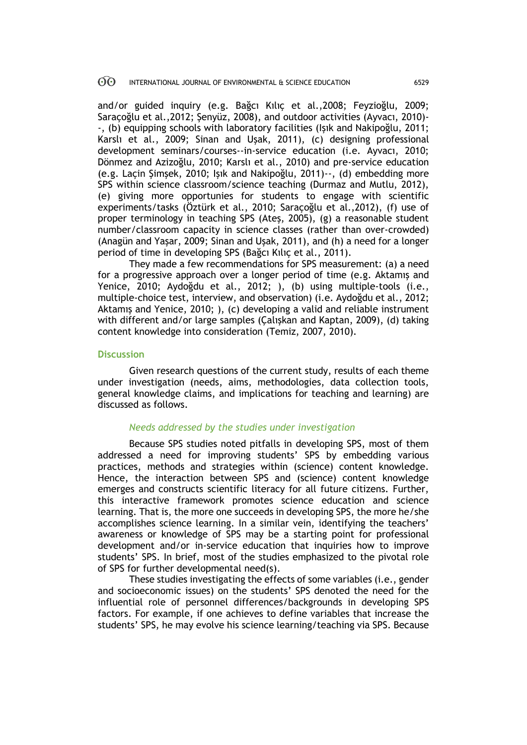and/or guided inquiry (e.g. Bağcı Kılıç et al.,2008; Feyzioğlu, 2009; Saraçoğlu et al.,2012; Şenyüz, 2008), and outdoor activities (Ayvacı, 2010)--, (b) equipping schools with laboratory facilities (Işık and Nakipoğlu, 2011; Karslı et al., 2009; Sinan and Uşak, 2011), (c) designing professional development seminars/courses--in-service education (i.e. Ayvacı, 2010; Dönmez and Azizoğlu, 2010; Karslı et al., 2010) and pre-service education (e.g. Laçin Şimşek, 2010; Işık and Nakipoğlu, 2011)--, (d) embedding more SPS within science classroom/science teaching (Durmaz and Mutlu, 2012), (e) giving more opportunies for students to engage with scientific experiments/tasks (Öztürk et al., 2010; Saraçoğlu et al.,2012), (f) use of proper terminology in teaching SPS (Ateş, 2005), (g) a reasonable student number/classroom capacity in science classes (rather than over-crowded) (Anagün and Yaşar, 2009; Sinan and Uşak, 2011), and (h) a need for a longer period of time in developing SPS (Bağcı Kılıç et al., 2011).

They made a few recommendations for SPS measurement: (a) a need for a progressive approach over a longer period of time (e.g. Aktamış and Yenice, 2010; Aydoğdu et al., 2012; ), (b) using multiple-tools (i.e., multiple-choice test, interview, and observation) (i.e. Aydoğdu et al., 2012; Aktamış and Yenice, 2010; ), (c) developing a valid and reliable instrument with different and/or large samples (Çalışkan and Kaptan, 2009), (d) taking content knowledge into consideration (Temiz, 2007, 2010).

## Discussion

Given research questions of the current study, results of each theme under investigation (needs, aims, methodologies, data collection tools, general knowledge claims, and implications for teaching and learning) are discussed as follows.

### *Needs addressed by the studies under investigation*

Because SPS studies noted pitfalls in developing SPS, most of them addressed a need for improving students' SPS by embedding various practices, methods and strategies within (science) content knowledge. Hence, the interaction between SPS and (science) content knowledge emerges and constructs scientific literacy for all future citizens. Further, this interactive framework promotes science education and science learning. That is, the more one succeeds in developing SPS, the more he/she accomplishes science learning. In a similar vein, identifying the teachers' awareness or knowledge of SPS may be a starting point for professional development and/or in-service education that inquiries how to improve students' SPS. In brief, most of the studies emphasized to the pivotal role of SPS for further developmental need(s).

These studies investigating the effects of some variables (i.e., gender and socioeconomic issues) on the students' SPS denoted the need for the influential role of personnel differences/backgrounds in developing SPS factors. For example, if one achieves to define variables that increase the students' SPS, he may evolve his science learning/teaching via SPS. Because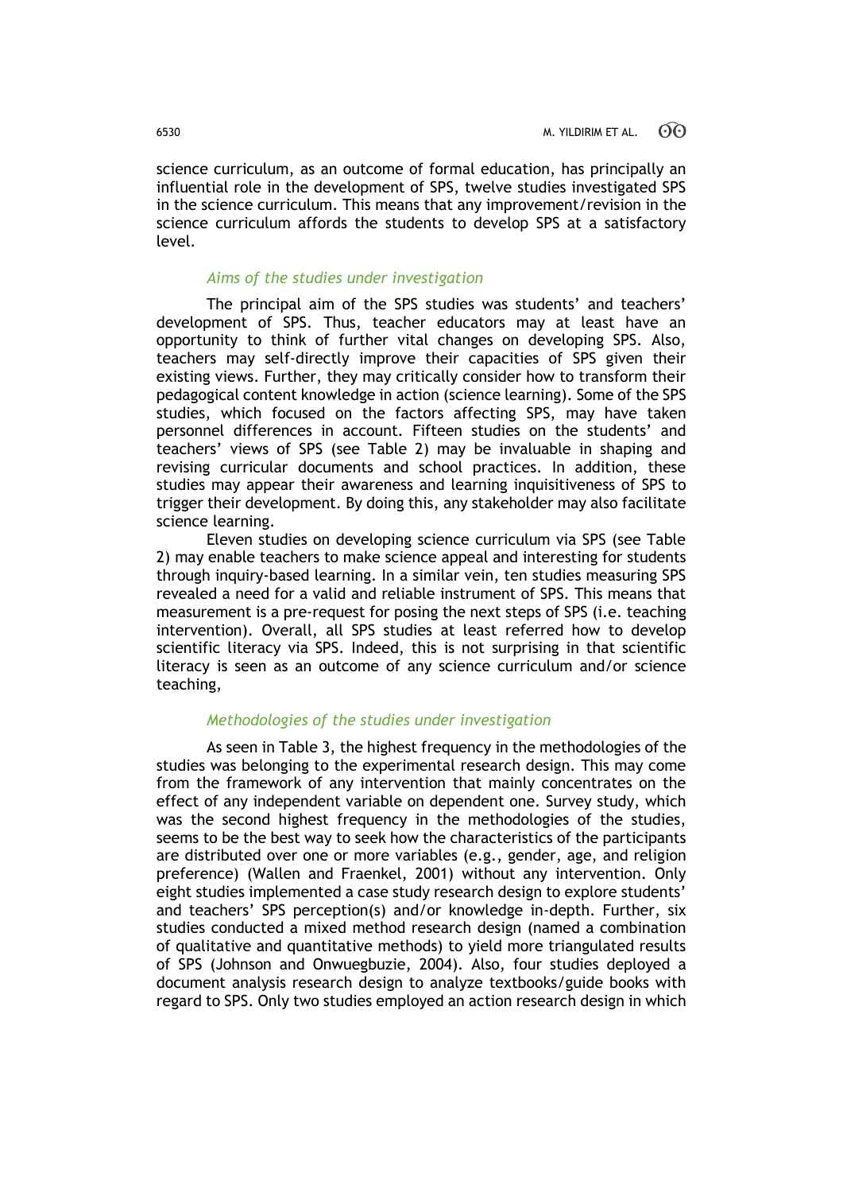science curriculum, as an outcome of formal education, has principally an influential role in the development of SPS, twelve studies investigated SPS in the science curriculum. This means that any improvement/revision in the science curriculum affords the students to develop SPS at a satisfactory level.

### *Aims of the studies under investigation*

The principal aim of the SPS studies was students' and teachers' development of SPS. Thus, teacher educators may at least have an opportunity to think of further vital changes on developing SPS. Also, teachers may self-directly improve their capacities of SPS given their existing views. Further, they may critically consider how to transform their pedagogical content knowledge in action (science learning). Some of the SPS studies, which focused on the factors affecting SPS, may have taken personnel differences in account. Fifteen studies on the students' and teachers' views of SPS (see Table 2) may be invaluable in shaping and revising curricular documents and school practices. In addition, these studies may appear their awareness and learning inquisitiveness of SPS to trigger their development. By doing this, any stakeholder may also facilitate science learning.

Eleven studies on developing science curriculum via SPS (see Table 2) may enable teachers to make science appeal and interesting for students through inquiry-based learning. In a similar vein, ten studies measuring SPS revealed a need for a valid and reliable instrument of SPS. This means that measurement is a pre-request for posing the next steps of SPS (i.e. teaching intervention). Overall, all SPS studies at least referred how to develop scientific literacy via SPS. Indeed, this is not surprising in that scientific literacy is seen as an outcome of any science curriculum and/or science teaching,

### *Methodologies of the studies under investigation*

As seen in Table 3, the highest frequency in the methodologies of the studies was belonging to the experimental research design. This may come from the framework of any intervention that mainly concentrates on the effect of any independent variable on dependent one. Survey study, which was the second highest frequency in the methodologies of the studies, seems to be the best way to seek how the characteristics of the participants are distributed over one or more variables (e.g., gender, age, and religion preference) (Wallen and Fraenkel, 2001) without any intervention. Only eight studies implemented a case study research design to explore students' and teachers' SPS perception(s) and/or knowledge in-depth. Further, six studies conducted a mixed method research design (named a combination of qualitative and quantitative methods) to yield more triangulated results of SPS (Johnson and Onwuegbuzie, 2004). Also, four studies deployed a document analysis research design to analyze textbooks/guide books with regard to SPS. Only two studies employed an action research design in which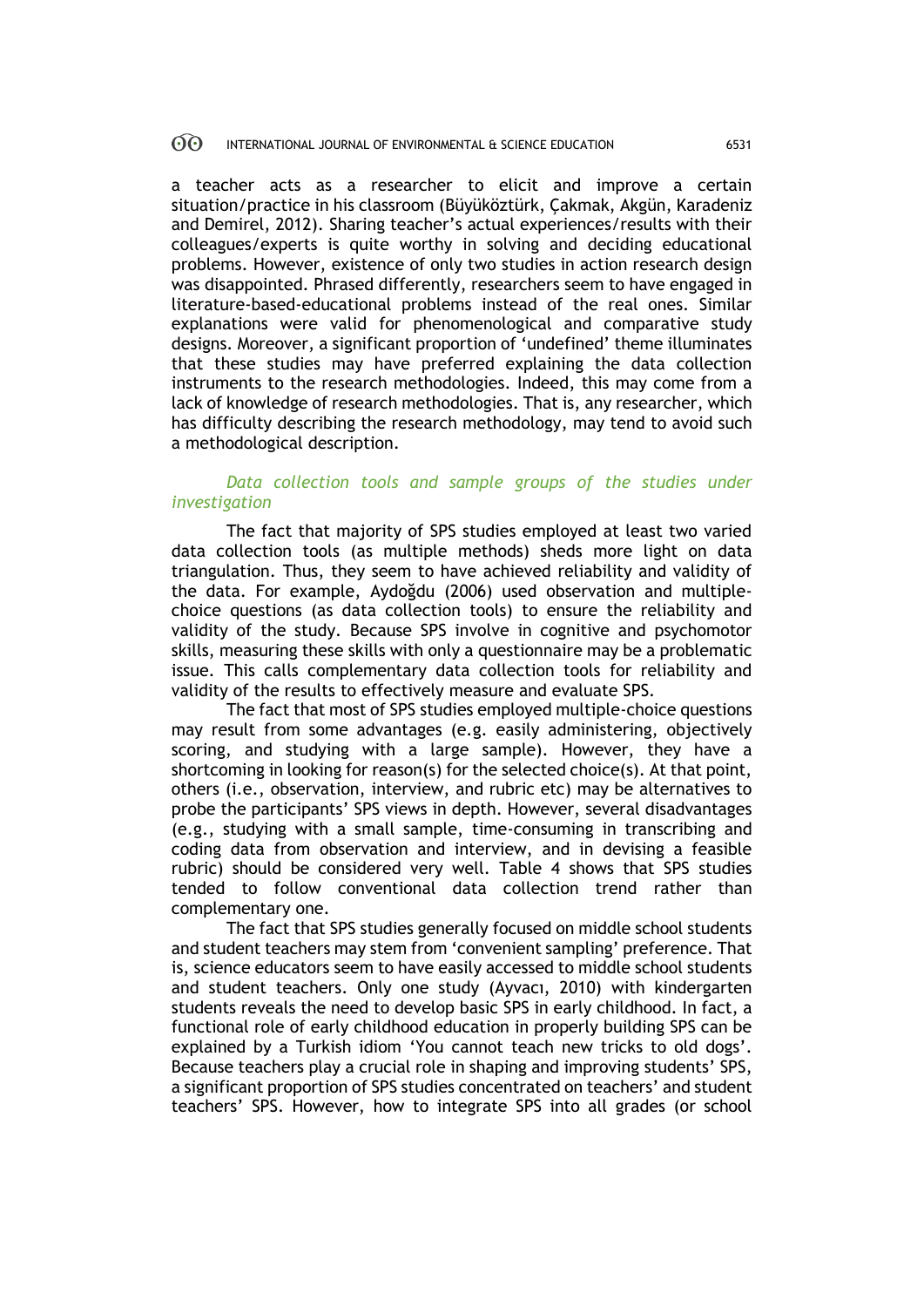a teacher acts as a researcher to elicit and improve a certain situation/practice in his classroom (Büyüköztürk, Çakmak, Akgün, Karadeniz and Demirel, 2012). Sharing teacher's actual experiences/results with their colleagues/experts is quite worthy in solving and deciding educational problems. However, existence of only two studies in action research design was disappointed. Phrased differently, researchers seem to have engaged in literature-based-educational problems instead of the real ones. Similar explanations were valid for phenomenological and comparative study designs. Moreover, a significant proportion of 'undefined' theme illuminates that these studies may have preferred explaining the data collection instruments to the research methodologies. Indeed, this may come from a lack of knowledge of research methodologies. That is, any researcher, which has difficulty describing the research methodology, may tend to avoid such a methodological description.

*Data collection tools and sample groups of the studies under investigation*

The fact that majority of SPS studies employed at least two varied data collection tools (as multiple methods) sheds more light on data triangulation. Thus, they seem to have achieved reliability and validity of the data. For example, Aydoğdu (2006) used observation and multiple-choice questions (as data collection tools) to ensure the reliability and validity of the study. Because SPS involve in cognitive and psychomotor skills, measuring these skills with only a questionnaire may be a problematic issue. This calls complementary data collection tools for reliability and validity of the results to effectively measure and evaluate SPS.

The fact that most of SPS studies employed multiple-choice questions may result from some advantages (e.g. easily administering, objectively scoring, and studying with a large sample). However, they have a shortcoming in looking for reason(s) for the selected choice(s). At that point, others (i.e., observation, interview, and rubric etc) may be alternatives to probe the participants' SPS views in depth. However, several disadvantages (e.g., studying with a small sample, time-consuming in transcribing and coding data from observation and interview, and in devising a feasible rubric) should be considered very well. Table 4 shows that SPS studies tended to follow conventional data collection trend rather than complementary one.

The fact that SPS studies generally focused on middle school students and student teachers may stem from 'convenient sampling' preference. That is, science educators seem to have easily accessed to middle school students and student teachers. Only one study (Ayvacı, 2010) with kindergarten students reveals the need to develop basic SPS in early childhood. In fact, a functional role of early childhood education in properly building SPS can be explained by a Turkish idiom 'You cannot teach new tricks to old dogs'. Because teachers play a crucial role in shaping and improving students' SPS, a significant proportion of SPS studies concentrated on teachers' and student teachers' SPS. However, how to integrate SPS into all grades (or school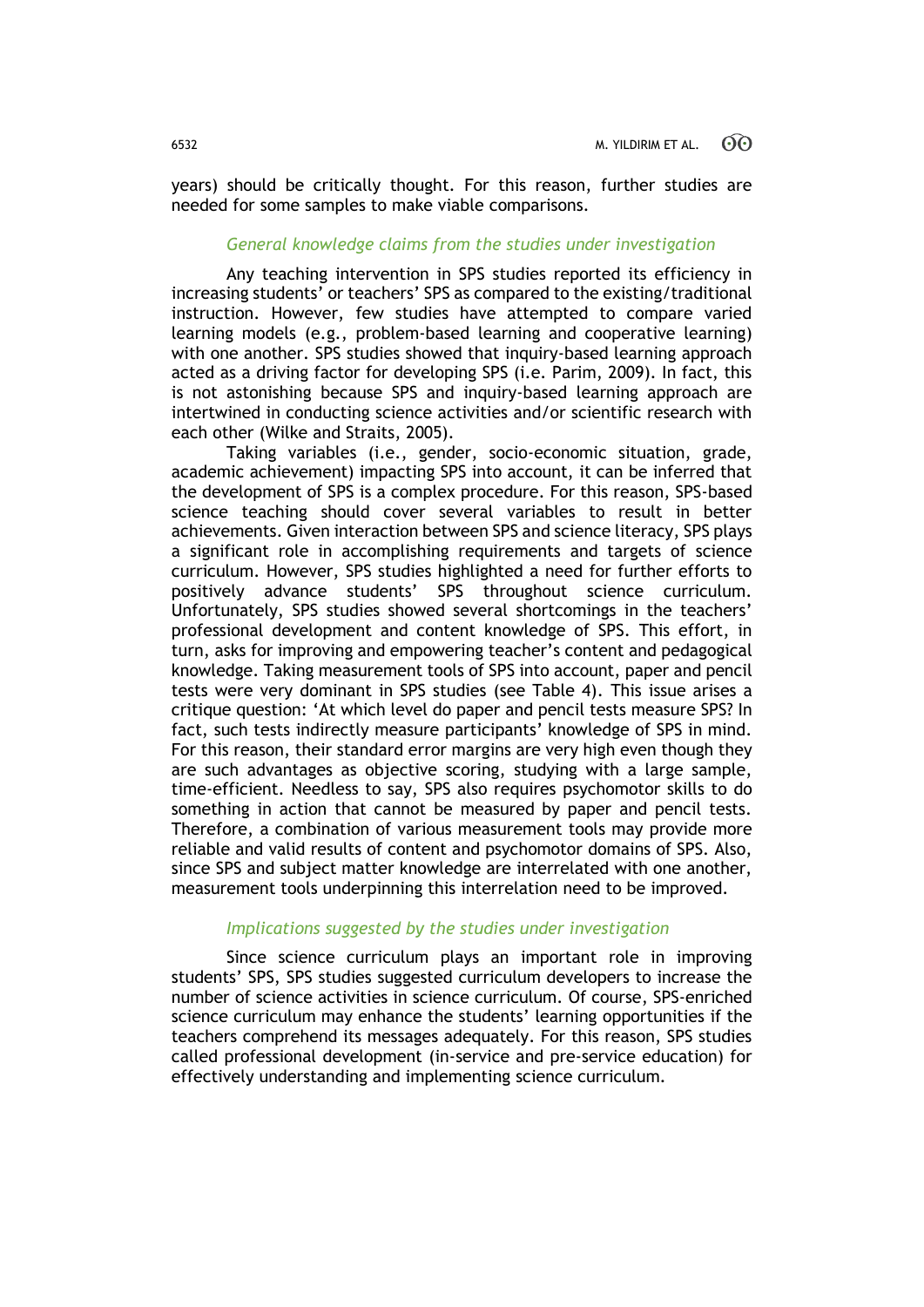years) should be critically thought. For this reason, further studies are needed for some samples to make viable comparisons.

### *General knowledge claims from the studies under investigation*

Any teaching intervention in SPS studies reported its efficiency in increasing students' or teachers' SPS as compared to the existing/traditional instruction. However, few studies have attempted to compare varied learning models (e.g., problem-based learning and cooperative learning) with one another. SPS studies showed that inquiry-based learning approach acted as a driving factor for developing SPS (i.e. Parim, 2009). In fact, this is not astonishing because SPS and inquiry-based learning approach are intertwined in conducting science activities and/or scientific research with each other (Wilke and Straits, 2005).

Taking variables (i.e., gender, socio-economic situation, grade, academic achievement) impacting SPS into account, it can be inferred that the development of SPS is a complex procedure. For this reason, SPS-based science teaching should cover several variables to result in better achievements. Given interaction between SPS and science literacy, SPS plays a significant role in accomplishing requirements and targets of science curriculum. However, SPS studies highlighted a need for further efforts to positively advance students' SPS throughout science curriculum. Unfortunately, SPS studies showed several shortcomings in the teachers' professional development and content knowledge of SPS. This effort, in turn, asks for improving and empowering teacher's content and pedagogical knowledge. Taking measurement tools of SPS into account, paper and pencil tests were very dominant in SPS studies (see Table 4). This issue arises a critique question: 'At which level do paper and pencil tests measure SPS? In fact, such tests indirectly measure participants' knowledge of SPS in mind. For this reason, their standard error margins are very high even though they are such advantages as objective scoring, studying with a large sample, time-efficient. Needless to say, SPS also requires psychomotor skills to do something in action that cannot be measured by paper and pencil tests. Therefore, a combination of various measurement tools may provide more reliable and valid results of content and psychomotor domains of SPS. Also, since SPS and subject matter knowledge are interrelated with one another, measurement tools underpinning this interrelation need to be improved.

### *Implications suggested by the studies under investigation*

Since science curriculum plays an important role in improving students' SPS, SPS studies suggested curriculum developers to increase the number of science activities in science curriculum. Of course, SPS-enriched science curriculum may enhance the students' learning opportunities if the teachers comprehend its messages adequately. For this reason, SPS studies called professional development (in-service and pre-service education) for effectively understanding and implementing science curriculum.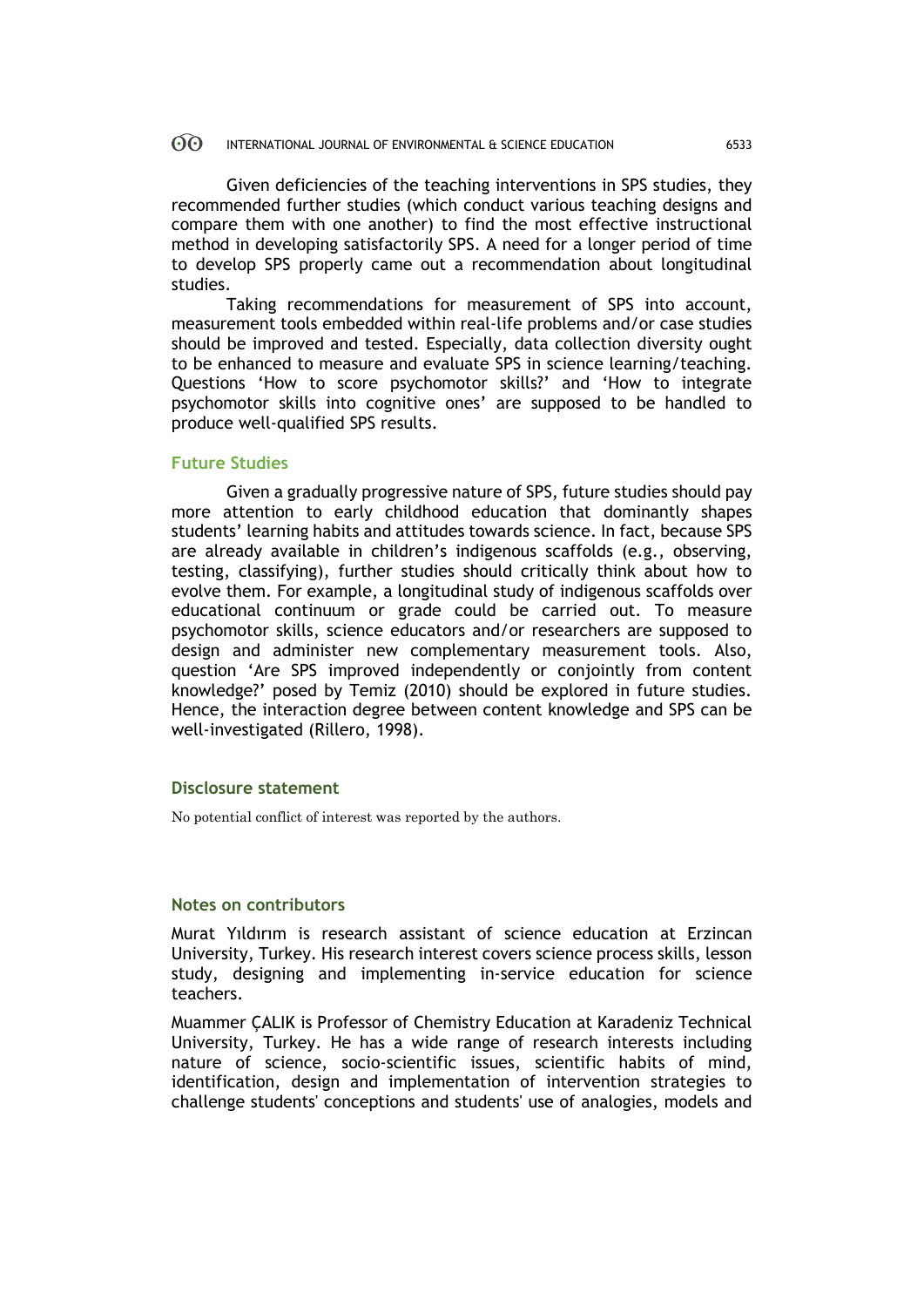Given deficiencies of the teaching interventions in SPS studies, they recommended further studies (which conduct various teaching designs and compare them with one another) to find the most effective instructional method in developing satisfactorily SPS. A need for a longer period of time to develop SPS properly came out a recommendation about longitudinal studies.

Taking recommendations for measurement of SPS into account, measurement tools embedded within real-life problems and/or case studies should be improved and tested. Especially, data collection diversity ought to be enhanced to measure and evaluate SPS in science learning/teaching. Questions 'How to score psychomotor skills?' and 'How to integrate psychomotor skills into cognitive ones' are supposed to be handled to produce well-qualified SPS results.

### Future Studies

Given a gradually progressive nature of SPS, future studies should pay more attention to early childhood education that dominantly shapes students' learning habits and attitudes towards science. In fact, because SPS are already available in children's indigenous scaffolds (e.g., observing, testing, classifying), further studies should critically think about how to evolve them. For example, a longitudinal study of indigenous scaffolds over educational continuum or grade could be carried out. To measure psychomotor skills, science educators and/or researchers are supposed to design and administer new complementary measurement tools. Also, question 'Are SPS improved independently or conjointly from content knowledge?' posed by Temiz (2010) should be explored in future studies. Hence, the interaction degree between content knowledge and SPS can be well-investigated (Rillero, 1998).

### Disclosure statement

No potential conflict of interest was reported by the authors.

### Notes on contributors

Murat Yıldırım is research assistant of science education at Erzincan University, Turkey. His research interest covers science process skills, lesson study, designing and implementing in-service education for science teachers.

Muammer ÇALIK is Professor of Chemistry Education at Karadeniz Technical University, Turkey. He has a wide range of research interests including nature of science, socio-scientific issues, scientific habits of mind, identification, design and implementation of intervention strategies to challenge students' conceptions and students' use of analogies, models and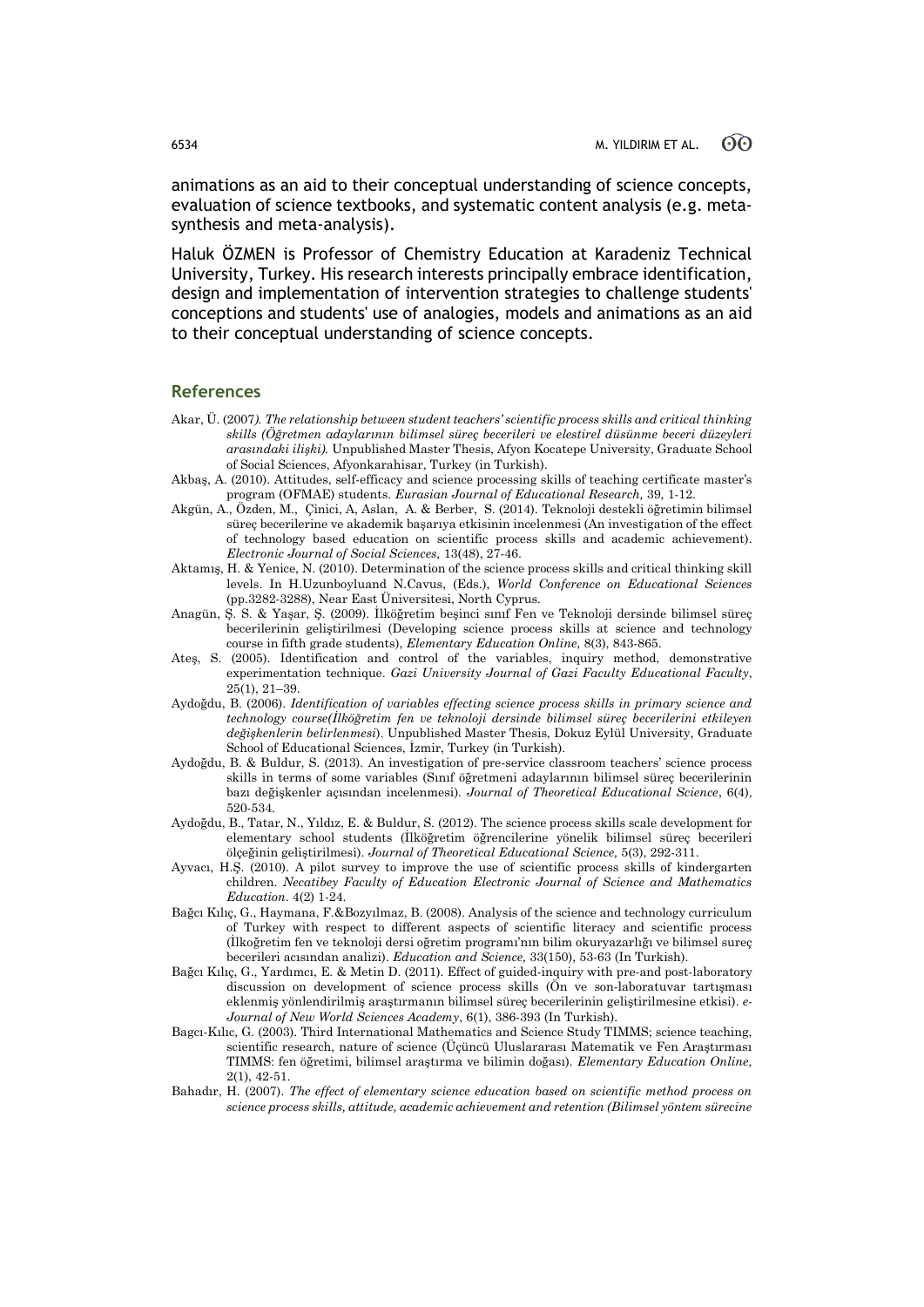animations as an aid to their conceptual understanding of science concepts, evaluation of science textbooks, and systematic content analysis (e.g. meta-synthesis and meta-analysis).

Haluk ÖZMEN is Professor of Chemistry Education at Karadeniz Technical University, Turkey. His research interests principally embrace identification, design and implementation of intervention strategies to challenge students' conceptions and students' use of analogies, models and animations as an aid to their conceptual understanding of science concepts.

## References

Akar, Ü. (2007*). The relationship between student teachers' scientific process skills and critical thinking skills (Öğretmen adaylarının bilimsel süreç becerileri ve elestirel düsünme beceri düzeyleri arasındaki ilişki).* Unpublished Master Thesis, Afyon Kocatepe University, Graduate School of Social Sciences, Afyonkarahisar, Turkey (in Turkish).

Akbaş, A. (2010). Attitudes, self-efficacy and science processing skills of teaching certificate master's program (OFMAE) students. *Eurasian Journal of Educational Research,* 39, 1-12.

Akgün, A., Özden, M., Çinici, A, Aslan, A. & Berber, S. (2014). Teknoloji destekli öğretimin bilimsel süreç becerilerine ve akademik başarıya etkisinin incelenmesi (An investigation of the effect of technology based education on scientific process skills and academic achievement). *Electronic Journal of Social Sciences,* 13(48), 27-46.

Aktamış, H. & Yenice, N. (2010). Determination of the science process skills and critical thinking skill levels. In H.Uzunboyluand N.Cavus, (Eds.), *World Conference on Educational Sciences* (pp.3282-3288), Near East Üniversitesi, North Cyprus.

Anagün, Ş. S. & Yaşar, Ş. (2009). İlköğretim beşinci sınıf Fen ve Teknoloji dersinde bilimsel süreç becerilerinin geliştirilmesi (Developing science process skills at science and technology course in fifth grade students), *Elementary Education Online*, 8(3), 843-865.

Ateş, S. (2005). Identification and control of the variables, inquiry method, demonstrative experimentation technique. *Gazi University Journal of Gazi Faculty Educational Faculty*, 25(1), 21–39.

Aydoğdu, B. (2006). *Identification of variables effecting science process skills in primary science and technology course(İlköğretim fen ve teknoloji dersinde bilimsel süreç becerilerini etkileyen değişkenlerin belirlenmesi*). Unpublished Master Thesis, Dokuz Eylül University, Graduate School of Educational Sciences, İzmir, Turkey (in Turkish).

Aydoğdu, B. & Buldur, S. (2013). An investigation of pre-service classroom teachers' science process skills in terms of some variables (Sınıf öğretmeni adaylarının bilimsel süreç becerilerinin bazı değişkenler açısından incelenmesi). *Journal of Theoretical Educational Science*, 6(4), 520-534.

Aydoğdu, B., Tatar, N., Yıldız, E. & Buldur, S. (2012). The science process skills scale development for elementary school students (İlköğretim öğrencilerine yönelik bilimsel süreç becerileri ölçeğinin geliştirilmesi). *Journal of Theoretical Educational Science,* 5(3), 292-311.

Ayvacı, H.Ş. (2010). A pilot survey to improve the use of scientific process skills of kindergarten children. *Necatibey Faculty of Education Electronic Journal of Science and Mathematics Education*. 4(2) 1-24.

Bağcı Kılıç, G., Haymana, F.&Bozyılmaz, B. (2008). Analysis of the science and technology curriculum of Turkey with respect to different aspects of scientific literacy and scientific process (İlkoğretim fen ve teknoloji dersi oğretim programı'nın bilim okuryazarlığı ve bilimsel surecbecerileri acısından analizi). *Education and Science,* 33(150), 53-63 (In Turkish).

Bağcı Kılıç, G., Yardımcı, E. & Metin D. (2011). Effect of guided-inquiry with pre-and post-laboratory discussion on development of science process skills (Ön ve son-laboratuvar tartışması eklenmiş yönlendirilmiş araştırmanın bilimsel süreç becerilerinin geliştirilmesine etkisi). *e-Journal of New World Sciences Academy*, 6(1), 386-393 (In Turkish).

Bagcı-Kılıc, G. (2003). Third International Mathematics and Science Study TIMMS; science teaching, scientific research, nature of science (Üçüncü Uluslararası Matematik ve Fen Araştırması TIMMS: fen öğretimi, bilimsel araştırma ve bilimin doğası). *Elementary Education Online*, 2(1), 42-51.

Bahadır, H. (2007). *The effect of elementary science education based on scientific method process on science process skills, attitude, academic achievement and retention (Bilimsel yöntem sürecine*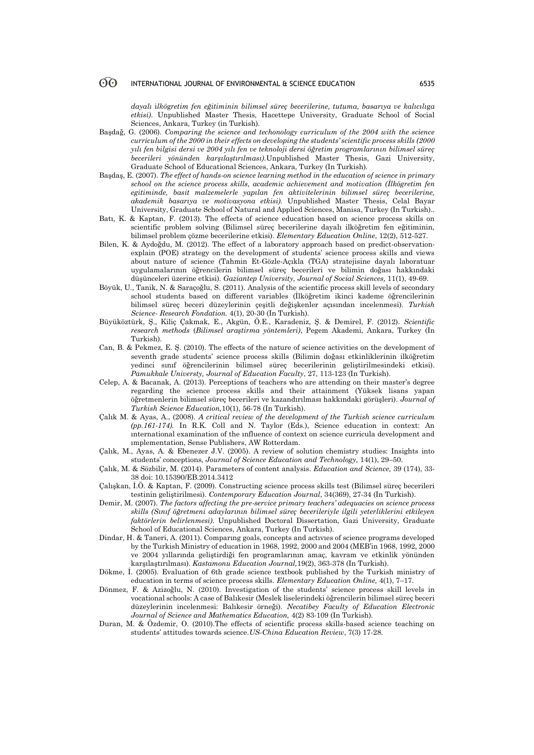*dayalı ilkögretim fen eğitiminin bilimsel süreç becerilerine, tutuma, basarıya ve kalıcılıga etkisi).* Unpublished Master Thesis, Hacettepe University, Graduate School of Social Sciences, Ankara, Turkey (in Turkish).

Başdağ, G. (2006). *Comparing the science and techonology curriculum of the 2004 with the science curriculum of the 2000 in their effects on developing the students' scientific process skills (2000 yılı fen bilgisi dersi ve 2004 yılı fen ve teknoloji dersi öğretim programlarının bilimsel süreç becerileri yönünden karşılaştırılması).*Unpublished Master Thesis, Gazi University, Graduate School of Educational Sciences, Ankara, Turkey (In Turkish).

Başdaş, E. (2007). *The effect of hands-on science learning method in the education of science in primary school on the science process skills, academic achievement and motivation (İlkögretim fen egitiminde, basit malzemelerle yapılan fen aktivitelerinin bilimsel süreç becerilerine, akademik basarıya ve motivasyona etkisi).* Unpublished Master Thesis, Celal Bayar University, Graduate School of Natural and Applied Sciences, Manisa, Turkey (In Turkish)..

Batı, K. & Kaptan, F. (2013). The effects of science education based on science process skills on scientific problem solving (Bilimsel süreç becerilerine dayalı ilköğretim fen eğitiminin, bilimsel problem çözme becerilerine etkisi). *Elementary Education Online*, 12(2), 512-527.

Bilen, K. & Aydoğdu, M. (2012). The effect of a laboratory approach based on predict-observation-explain (POE) strategy on the development of students' science process skills and views about nature of science (Tahmin Et-Gözle-Açıkla (TGA) stratejisine dayalı laboratuar uygulamalarının öğrencilerin bilimsel süreç becerileri ve bilimin doğası hakkındaki düşünceleri üzerine etkisi). *Gaziantep University, Journal of Social Sciences,* 11(1), 49-69.

Böyük, U., Tanik, N. & Saraçoğlu, S. (2011). Analysis of the scientific process skill levels of secondary school students based on different variables (İlköğretim ikinci kademe öğrencilerinin bilimsel süreç beceri düzeylerinin çeşitli değişkenler açısından incelenmesi). *Turkish Science- Research Fondation.* 4(1), 20-30 (In Turkish).

Büyüköztürk, Ş., Kiliç Çakmak, E., Akgün, Ö.E., Karadeniz, Ş. & Demirel, F. (2012). *Scientific research methods* (*Bilimsel araştirma yöntemleri)*, Pegem Akademi, Ankara, Turkey (In Turkish).

Can, B. & Pekmez, E. Ş. (2010). The effects of the nature of science activities on the development of seventh grade students' science process skills (Bilimin doğası etkinliklerinin ilköğretim yedinci sınıf öğrencilerinin bilimsel süreç becerilerinin geliştirilmesindeki etkisi). *Pamukkale Universty, Journal of Education Faculty*, 27, 113-123 (In Turkish).

Celep, A. & Bacanak, A. (2013). Perceptions of teachers who are attending on their master's degree regarding the science process skills and their attainment (Yüksek lisans yapan öğretmenlerin bilimsel süreç becerileri ve kazandırılması hakkındaki görüşleri). *Journal of Turkish Science Education,*10(1), 56-78 (In Turkish).

Çalık M. & Ayas, A., (2008). *A critical review of the development of the Turkish science curriculum (pp.161-174).* In R.K. Coll and N. Taylor (Eds.), Science education in context: An ınternational examination of the ınfluence of context on science curricula development and ımplementation, Sense Publishers, AW Rotterdam.

Çalık, M., Ayas, A. & Ebenezer J.V. (2005). A review of solution chemistry studies: Insights into students' conceptions, *Journal of Science Education and Technology,* 14(1), 29–50.

Çalık, M. & Sözbilir, M. (2014). Parameters of content analysis. *Education and Science,* 39 (174), 33-38 doi: 10.15390/EB.2014.3412

Çalışkan, İ.Ö. & Kaptan, F. (2009). Constructing science process skills test (Bilimsel süreç becerileri testinin geliştirilmesi). *Contemporary Education Journal*, 34(369), 27-34 (In Turkish).

Demir, M. (2007). *The factors affecting the pre-service primary teachers' adequacies on science process skills (Sınıf öğretmeni adaylarının bilimsel süreç becerileriyle ilgili yeterliklerini etkileyen faktörlerin belirlenmesi).* Unpublished Doctoral Dissertation, Gazi University, Graduate School of Educational Sciences, Ankara, Turkey (In Turkish).

Dindar, H. & Taneri, A. (2011). Comparıng goals, concepts and actıvıes of science programs developed by the Turkish Ministry of education in 1968, 1992, 2000 and 2004 (MEB'in 1968, 1992, 2000 ve 2004 yıllarında geliştirdiği fen programlarının amaç, kavram ve etkinlik yönünden karşılaştırılması). *Kastamonu Education Journal,*19(2), 363-378 (In Turkish).

Dökme, İ. (2005). Evaluation of 6th grade science textbook published by the Turkish ministry of education in terms of science process skills. *Elementary Education Online,* 4(1), 7–17.

Dönmez, F. & Azizoğlu, N. (2010). Investigation of the students' science process skill levels in vocational schools: A case of Balıkesir (Meslek liselerindeki öğrencilerin bilimsel süreç beceri düzeylerinin incelenmesi: Balıkesir örneği). *Necatibey Faculty of Education Electronic Journal of Science and Mathematics Education,* 4(2) 83-109 (In Turkish).

Duran, M. & Özdemir, O. (2010).The effects of scientific process skills-based science teaching on students' attitudes towards science.*US-China Education Review*, 7(3) 17-28.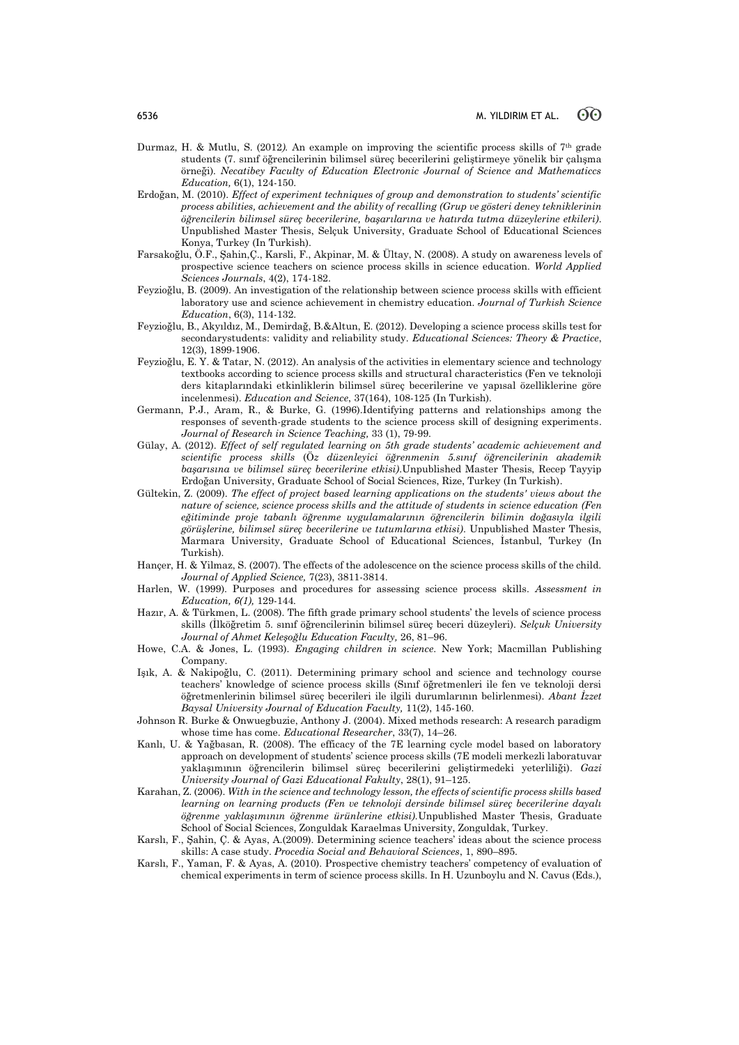Durmaz, H. & Mutlu, S. (2012*).* An example on improving the scientific process skills of 7th grade students (7. sınıf öğrencilerinin bilimsel süreç becerilerini geliştirmeye yönelik bir çalışma örneği). *Necatibey Faculty of Education Electronic Journal of Science and Mathematiccs Education,* 6(1), 124-150.

Erdoğan, M. (2010). *Effect of experiment techniques of group and demonstration to students' scientific process abilities, achievement and the ability of recalling (Grup ve gösteri deney tekniklerinin öğrencilerin bilimsel süreç becerilerine, başarılarına ve hatırda tutma düzeylerine etkileri).* Unpublished Master Thesis, Selçuk University, Graduate School of Educational Sciences Konya, Turkey (In Turkish).

Farsakoğlu, Ö.F., Şahin,Ç., Karsli, F., Akpinar, M. & Ültay, N. (2008). A study on awareness levels of prospective science teachers on science process skills in science education. *World Applied Sciences Journals*, 4(2), 174-182.

Feyzioğlu, B. (2009). An investigation of the relationship between science process skills with efficient laboratory use and science achievement in chemistry education. *Journal of Turkish Science Education*, 6(3), 114-132.

Feyzioğlu, B., Akyıldız, M., Demirdağ, B.&Altun, E. (2012). Developing a science process skills test for secondarystudents: validity and reliability study. *Educational Sciences: Theory & Practice*, 12(3), 1899-1906.

Feyzioğlu, E. Y. & Tatar, N. (2012). An analysis of the activities in elementary science and technology textbooks according to science process skills and structural characteristics (Fen ve teknoloji ders kitaplarındaki etkinliklerin bilimsel süreç becerilerine ve yapısal özelliklerine göre incelenmesi). *Education and Science*, 37(164), 108-125 (In Turkish).

Germann, P.J., Aram, R., & Burke, G. (1996).Identifying patterns and relationships among the responses of seventh-grade students to the science process skill of designing experiments. *Journal of Research in Science Teaching,* 33 (1), 79-99.

Gülay, A. (2012). *Effect of self regulated learning on 5th grade students' academic achievement and scientific process skills* (*Öz düzenleyici öğrenmenin 5.sınıf öğrencilerinin akademik başarısına ve bilimsel süreç becerilerine etkisi).*Unpublished Master Thesis, Recep Tayyip Erdoğan University, Graduate School of Social Sciences, Rize, Turkey (In Turkish).

Gültekin, Z. (2009). *The effect of project based learning applications on the students' views about the nature of science, science process skills and the attitude of students in science education (Fen eğitiminde proje tabanlı öğrenme uygulamalarının öğrencilerin bilimin doğasıyla ilgili görüşlerine, bilimsel süreç becerilerine ve tutumlarına etkisi).* Unpublished Master Thesis, Marmara University, Graduate School of Educational Sciences, İstanbul, Turkey (In Turkish).

Hançer, H. & Yilmaz, S. (2007). The effects of the adolescence on the science process skills of the child. *Journal of Applied Science,* 7(23), 3811-3814.

Harlen, W. (1999). Purposes and procedures for assessing science process skills. *Assessment in Education, 6(1),* 129-144*.*

Hazır, A. & Türkmen, L. (2008). The fifth grade primary school students' the levels of science process skills (İlköğretim 5. sınıf öğrencilerinin bilimsel süreç beceri düzeyleri). *Selçuk University Journal of Ahmet Keleşoğlu Education Faculty,* 26, 81–96.

Howe, C.A. & Jones, L. (1993). *Engaging children in science*. New York; Macmillan Publishing Company.

Işık, A. & Nakipoğlu, C. (2011). Determining primary school and science and technology course teachers' knowledge of science process skills (Sınıf öğretmenleri ile fen ve teknoloji dersi öğretmenlerinin bilimsel süreç becerileri ile ilgili durumlarının belirlenmesi). *Abant İzzet Baysal University Journal of Education Faculty,* 11(2), 145-160.

Johnson R. Burke & Onwuegbuzie, Anthony J. (2004). Mixed methods research: A research paradigm whose time has come. *Educational Researcher*, 33(7), 14–26.

Kanlı, U. & Yağbasan, R. (2008). The efficacy of the 7E learning cycle model based on laboratory approach on development of students' science process skills (7E modeli merkezli laboratuvar yaklaşımının öğrencilerin bilimsel süreç becerilerini geliştirmedeki yeterliliği). *Gazi University Journal of Gazi Educational Fakulty*, 28(1), 91–125.

Karahan, Z. (2006). *With in the science and technology lesson, the effects of scientific process skills based learning on learning products (Fen ve teknoloji dersinde bilimsel süreç becerilerine dayalı öğrenme yaklaşımının öğrenme ürünlerine etkisi).*Unpublished Master Thesis, Graduate School of Social Sciences, Zonguldak Karaelmas University, Zonguldak, Turkey.

Karslı, F., Şahin, Ç. & Ayas, A.(2009). Determining science teachers' ideas about the science process skills: A case study. *Procedia Social and Behavioral Sciences*, 1, 890–895.

Karslı, F., Yaman, F. & Ayas, A. (2010). Prospective chemistry teachers' competency of evaluation of chemical experiments in term of science process skills. In H. Uzunboylu and N. Cavus (Eds.),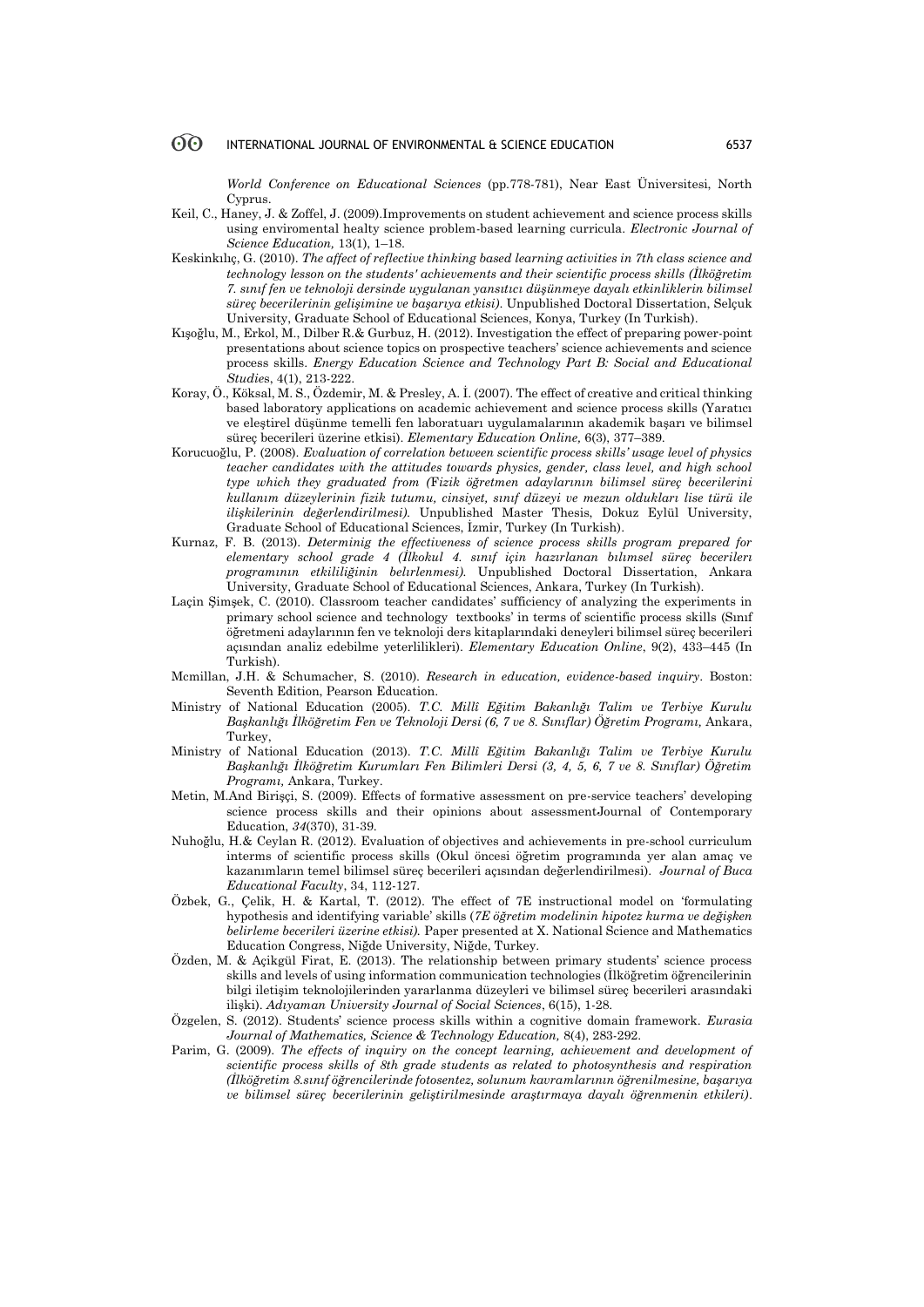*World Conference on Educational Sciences* (pp.778-781), Near East Üniversitesi, North Cyprus.

Keil, C., Haney, J. & Zoffel, J. (2009).Improvements on student achievement and science process skills using enviromental healty science problem-based learning curricula. *Electronic Journal of Science Education,* 13(1), 1–18.

Keskinkılıç, G. (2010). *The affect of reflective thinking based learning activities in 7th class science and technology lesson on the students' achievements and their scientific process skills (İlköğretim 7. sınıf fen ve teknoloji dersinde uygulanan yansıtıcı düşünmeye dayalı etkinliklerin bilimsel süreç becerilerinin gelişimine ve başarıya etkisi).* Unpublished Doctoral Dissertation, Selçuk University, Graduate School of Educational Sciences, Konya, Turkey (In Turkish).

Kışoğlu, M., Erkol, M., Dilber R.& Gurbuz, H. (2012). Investigation the effect of preparing power-point presentations about science topics on prospective teachers' science achievements and science process skills. *Energy Education Science and Technology Part B: Social and Educational Studies*, 4(1), 213-222.

Koray, Ö., Köksal, M. S., Özdemir, M. & Presley, A. İ. (2007). The effect of creative and critical thinking based laboratory applications on academic achievement and science process skills (Yaratıcı ve eleştirel düşünme temelli fen laboratuarı uygulamalarının akademik başarı ve bilimsel süreç becerileri üzerine etkisi). *Elementary Education Online,* 6(3), 377–389.

Korucuoğlu, P. (2008). *Evaluation of correlation between scientific process skills' usage level of physics teacher candidates with the attitudes towards physics, gender, class level, and high school type which they graduated from (Fizik öğretmen adaylarının bilimsel süreç becerilerini kullanım düzeylerinin fizik tutumu, cinsiyet, sınıf düzeyi ve mezun oldukları lise türü ile ilişkilerinin değerlendirilmesi).* Unpublished Master Thesis, Dokuz Eylül University, Graduate School of Educational Sciences, İzmir, Turkey (In Turkish).

Kurnaz, F. B. (2013). *Determinig the effectiveness of science process skills program prepared for elementary school grade 4 (İlkokul 4. sınıf için hazırlanan bılımsel süreç becerılerı programının etkililiğinin belırlenmesi).* Unpublished Doctoral Dissertation, Ankara University, Graduate School of Educational Sciences, Ankara, Turkey (In Turkish).

Laçin Şimşek, C. (2010). Classroom teacher candidates' sufficiency of analyzing the experiments in primary school science and technology textbooks' in terms of scientific process skills (Sınıf öğretmeni adaylarının fen ve teknoloji ders kitaplarındaki deneyleri bilimsel süreç becerileri açısından analiz edebilme yeterlilikleri). *Elementary Education Online*, 9(2), 433–445 (In Turkish).

Mcmillan, J.H. & Schumacher, S. (2010). *Research in education, evidence-based inquiry*. Boston: Seventh Edition, Pearson Education.

Ministry of National Education (2005). *T.C. Millî Eğitim Bakanlığı Talim ve Terbiye Kurulu Başkanlığı İlköğretim Fen ve Teknoloji Dersi (6, 7 ve 8. Sınıflar) Öğretim Programı,* Ankara, Turkey,

Ministry of National Education (2013). *T.C. Millî Eğitim Bakanlığı Talim ve Terbiye Kurulu Başkanlığı İlköğretim Kurumları Fen Bilimleri Dersi (3, 4, 5, 6, 7 ve 8. Sınıflar) Öğretim Programı,* Ankara, Turkey.

Metin, M.And Birişçi, S. (2009). Effects of formative assessment on pre-service teachers' developing science process skills and their opinions about assessmentJournal of Contemporary Education, *34*(370), 31-39.

Nuhoğlu, H.& Ceylan R. (2012). Evaluation of objectives and achievements in pre-school curriculum interms of scientific process skills (Okul öncesi öğretim programında yer alan amaç ve kazanımların temel bilimsel süreç becerileri açısından değerlendirilmesi). *Journal of Buca Educational Faculty*, 34, 112-127.

Özbek, G., Çelik, H. & Kartal, T. (2012). The effect of 7E instructional model on 'formulating hypothesis and identifying variable' skills (*7E öğretim modelinin hipotez kurma ve değişken belirleme becerileri üzerine etkisi).* Paper presented at X. National Science and Mathematics Education Congress, Niğde University, Niğde, Turkey.

Özden, M. & Açikgül Firat, E. (2013). The relationship between primary students' science process skills and levels of using information communication technologies (İlköğretim öğrencilerinin bilgi iletişim teknolojilerinden yararlanma düzeyleri ve bilimsel süreç becerileri arasındaki ilişki). *Adıyaman University Journal of Social Sciences*, 6(15), 1-28.

Özgelen, S. (2012). Students' science process skills within a cognitive domain framework. *Eurasia Journal of Mathematics, Science & Technology Education,* 8(4), 283-292.

Parim, G. (2009). *The effects of inquiry on the concept learning, achievement and development of scientific process skills of 8th grade students as related to photosynthesis and respiration (İlköğretim 8.sınıf öğrencilerinde fotosentez, solunum kavramlarının öğrenilmesine, başarıya ve bilimsel süreç becerilerinin geliştirilmesinde araştırmaya dayalı öğrenmenin etkileri).*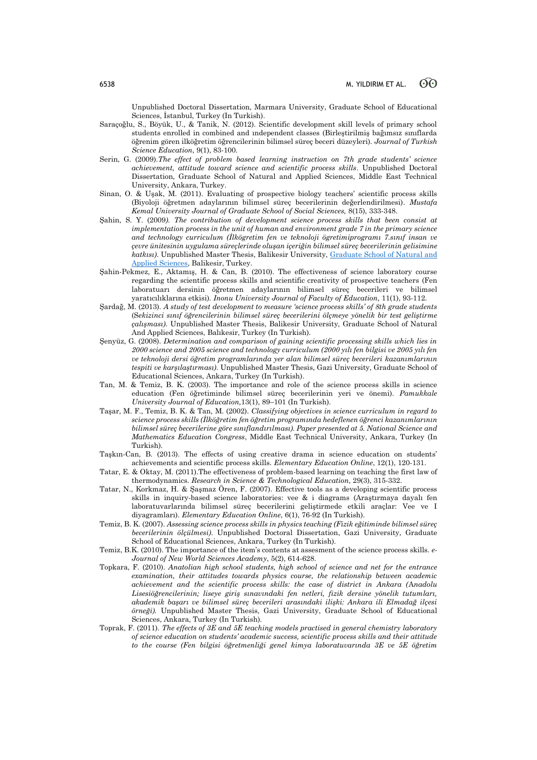Unpublished Doctoral Dissertation, Marmara University, Graduate School of Educational Sciences, İstanbul, Turkey (In Turkish).

Saraçoğlu, S., Böyük, U., & Tanik, N. (2012). Scientific development skill levels of primary school students enrolled in combined and ındependent classes (Birleştirilmiş bağımsız sınıflarda öğrenim gören ilköğretim öğrencilerinin bilimsel süreç beceri düzeyleri). *Journal of Turkish Science Education*, 9(1), 83-100.

Serin, G. (2009).*The effect of problem based learning instruction on 7th grade students' science achievement, attitude toward science and scientific process skills*. Unpublished Doctoral Dissertation, Graduate School of Natural and Applied Sciences, Middle East Technical University, Ankara, Turkey.

Sinan, O. & Uşak, M. (2011). Evaluating of prospective biology teachers' scientific process skills (Biyoloji öğretmen adaylarının bilimsel süreç becerilerinin değerlendirilmesi). *Mustafa Kemal University Journal of Graduate School of Social Sciences,* 8(15), 333-348.

Şahin, S. Y. (2009*). The contribution of development science process skills that been consist at implementation process in the unit of human and environment grade 7 in the primary science and technology curriculum (İlkögretim fen ve teknoloji ögretimiprogramı 7.sınıf insan ve çevre ünitesinin uygulama süreçlerinde oluşan içeriğin bilimsel süreç becerilerinin gelisimine katkısı).* Unpublished Master Thesis, Balikesir University, Graduate School of Natural and Applied Sciences, Balikesir, Turkey.

Şahin-Pekmez, E., Aktamış, H. & Can, B. (2010). The effectiveness of science laboratory course regarding the scientific process skills and scientific creativity of prospective teachers (Fen laboratuarı dersinin öğretmen adaylarının bilimsel süreç becerileri ve bilimsel yaratıcılıklarına etkisi). *Inonu University Journal of Faculty of Education,* 11(1), 93-112.

Şardağ, M. (2013). *A study of test development to measure 'science process skills' of 8th grade students* (*Sekizinci sınıf öğrencilerinin bilimsel süreç becerilerini ölçmeye yönelik bir test geliştirme çalışması).* Unpublished Master Thesis, Balikesir University, Graduate School of Natural And Applied Sciences, Balıkesir, Turkey (In Turkish).

Şenyüz, G. (2008). *Determination and comparison of gaining scientific processing skills which lies in 2000 science and 2005 science and technology curriculum (2000 yılı fen bilgisi ve 2005 yılı fen ve teknoloji dersi öğretim programlarında yer alan bilimsel süreç becerileri kazanımlarının tespiti ve karşılaştırması).* Unpublished Master Thesis, Gazi University, Graduate School of Educational Sciences, Ankara, Turkey (In Turkish).

Tan, M. & Temiz, B. K. (2003). The importance and role of the science process skills in science education (Fen öğretiminde bilimsel süreç becerilerinin yeri ve önemi). *Pamukkale University Journal of Education,*13(1), 89–101 (In Turkish).

Taşar, M. F., Temiz, B. K. & Tan, M. (2002). *Classifying objectives in science curriculum in regard to science process skills (İlköğretim fen öğretim programında hedeflenen öğrenci kazanımlarının bilimsel süreç becerilerine göre sınıflandırılması). Paper presented at 5. National Science and Mathematics Education Congress*, Middle East Technical University, Ankara, Turkey (In Turkish).

Taşkın-Can, B. (2013). The effects of using creative drama in science education on students' achievements and scientific process skills. *Elementary Education Online*, 12(1), 120-131.

Tatar, E. & Oktay, M. (2011).The effectiveness of problem-based learning on teaching the first law of thermodynamics. *Research in Science & Technological Education*, 29(3), 315-332.

Tatar, N., Korkmaz, H. & Şaşmaz Ören, F. (2007). Effective tools as a developing scientific process skills in inquiry-based science laboratories: vee & i diagrams (Araştırmaya dayalı fen laboratuvarlarında bilimsel süreç becerilerini geliştirmede etkili araçlar: Vee ve I diyagramları). *Elementary Education Online*, 6(1), 76-92 (In Turkish).

Temiz, B. K. (2007). *Assessing science process skills in physics teaching (Fizik eğitiminde bilimsel süreç becerilerinin ölçülmesi).* Unpublished Doctoral Dissertation, Gazi University, Graduate School of Educational Sciences, Ankara, Turkey (In Turkish).

Temiz, B.K. (2010). The importance of the item's contents at assesment of the science process skills. *e-Journal of New World Sciences Academy*, 5(2), 614-628.

Topkara, F. (2010). *Anatolian high school students, high school of science and net for the entrance examination, their attitudes towards physics course, the relationship between academic achievement and the scientific process skills: the case of district in Ankara (Anadolu Lisesiöğrencilerinin; liseye giriş sınavındaki fen netleri, fizik dersine yönelik tutumları, akademik başarı ve bilimsel süreç becerileri arasındaki ilişki: Ankara ili Elmadağ ilçesi örneği).* Unpublished Master Thesis, Gazi University, Graduate School of Educational Sciences, Ankara, Turkey (In Turkish).

Toprak, F. (2011). *The effects of 3E and 5E teaching models practised in general chemistry laboratory of science education on students' academic success, scientific process skills and their attitude to the course (Fen bilgisi öğretmenliği genel kimya laboratuvarında 3E ve 5E öğretim*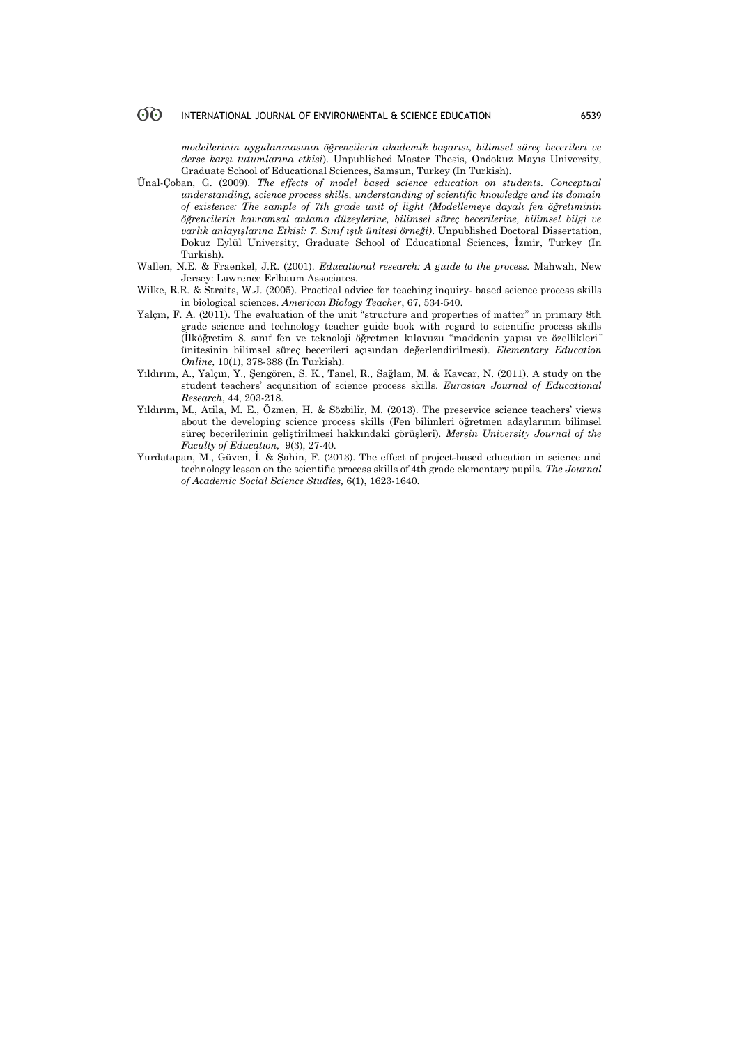*modellerinin uygulanmasının öğrencilerin akademik başarısı, bilimsel süreç becerileri ve derse karşı tutumlarına etkisi*). Unpublished Master Thesis, Ondokuz Mayıs University, Graduate School of Educational Sciences, Samsun, Turkey (In Turkish).

Ünal-Çoban, G. (2009). *The effects of model based science education on students. Conceptual understanding, science process skills, understanding of scientific knowledge and its domain of existence: The sample of 7th grade unit of light (Modellemeye dayalı fen öğretiminin öğrencilerin kavramsal anlama düzeylerine, bilimsel süreç becerilerine, bilimsel bilgi ve varlık anlayışlarına Etkisi: 7. Sınıf ışık ünitesi örneği)*. Unpublished Doctoral Dissertation, Dokuz Eylül University, Graduate School of Educational Sciences, İzmir, Turkey (In Turkish).

Wallen, N.E. & Fraenkel, J.R. (2001). *Educational research: A guide to the process.* Mahwah, New Jersey: Lawrence Erlbaum Associates.

Wilke, R.R. & Straits, W.J. (2005). Practical advice for teaching inquiry- based science process skills in biological sciences. *American Biology Teacher*, 67, 534-540.

Yalçın, F. A. (2011). The evaluation of the unit "structure and properties of matter" in primary 8th grade science and technology teacher guide book with regard to scientific process skills (İlköğretim 8. sınıf fen ve teknoloji öğretmen kılavuzu "maddenin yapısı ve özellikleri" ünitesinin bilimsel süreç becerileri açısından değerlendirilmesi). *Elementary Education Online*, 10(1), 378-388 (In Turkish).

Yıldırım, A., Yalçın, Y., Şengören, S. K., Tanel, R., Sağlam, M. & Kavcar, N. (2011). A study on the student teachers' acquisition of science process skills. *Eurasian Journal of Educational Research*, 44, 203-218.

Yıldırım, M., Atila, M. E., Özmen, H. & Sözbilir, M. (2013). The preservice science teachers' views about the developing science process skills (Fen bilimleri öğretmen adaylarının bilimsel süreç becerilerinin geliştirilmesi hakkındaki görüşleri). *Mersin University Journal of the Faculty of Education,* 9(3), 27-40.

Yurdatapan, M., Güven, İ. & Şahin, F. (2013). The effect of project-based education in science and technology lesson on the scientific process skills of 4th grade elementary pupils. *The Journal of Academic Social Science Studies*, 6(1), 1623-1640.